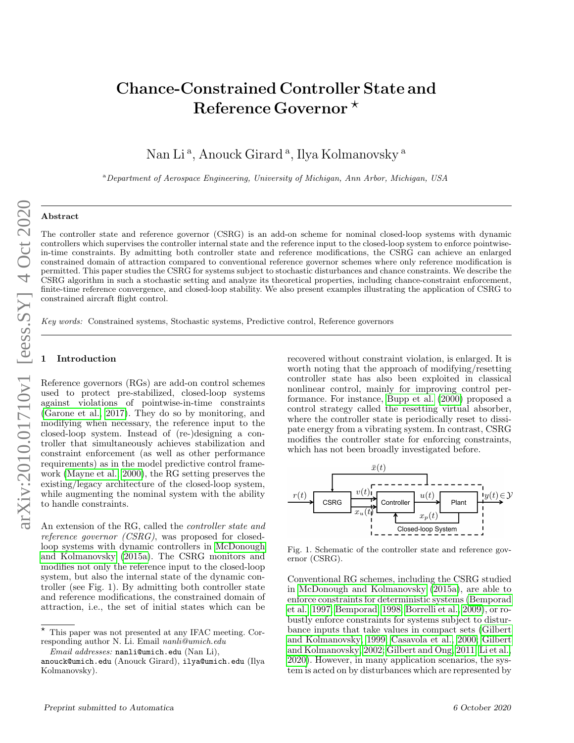# Chance-Constrained Controller State and Reference Governor ⋆

Nan Li [a], Anouck Girard [a], Ilya Kolmanovsky [a]

[a] *Department of Aerospace Engineering, University of Michigan, Ann Arbor, Michigan, USA*

---

## Abstract

The controller state and reference governor (CSRG) is an add-on scheme for nominal closed-loop systems with dynamic controllers which supervises the controller internal state and the reference input to the closed-loop system to enforce pointwise-in-time constraints. By admitting both controller state and reference modifications, the CSRG can achieve an enlarged constrained domain of attraction compared to conventional reference governor schemes where only reference modification is permitted. This paper studies the CSRG for systems subject to stochastic disturbances and chance constraints. We describe the CSRG algorithm in such a stochastic setting and analyze its theoretical properties, including chance-constraint enforcement, finite-time reference convergence, and closed-loop stability. We also present examples illustrating the application of CSRG to constrained aircraft flight control.

*Key words:* Constrained systems, Stochastic systems, Predictive control, Reference governors

---

## 1 Introduction

Reference governors (RGs) are add-on control schemes used to protect pre-stabilized, closed-loop systems against violations of pointwise-in-time constraints (Garone et al., 2017). They do so by monitoring, and modifying when necessary, the reference input to the closed-loop system. Instead of (re-)designing a controller that simultaneously achieves stabilization and constraint enforcement (as well as other performance requirements) as in the model predictive control framework (Mayne et al., 2000), the RG setting preserves the existing/legacy architecture of the closed-loop system, while augmenting the nominal system with the ability to handle constraints.

An extension of the RG, called the *controller state and reference governor (CSRG)*, was proposed for closed-loop systems with dynamic controllers in McDonough and Kolmanovsky (2015a). The CSRG monitors and modifies not only the reference input to the closed-loop system, but also the internal state of the dynamic controller (see Fig. 1). By admitting both controller state and reference modifications, the constrained domain of attraction, i.e., the set of initial states which can be recovered without constraint violation, is enlarged. It is worth noting that the approach of modifying/resetting controller state has also been exploited in classical nonlinear control, mainly for improving control performance. For instance, Bupp et al. (2000) proposed a control strategy called the resetting virtual absorber, where the controller state is periodically reset to dissipate energy from a vibrating system. In contrast, CSRG modifies the controller state for enforcing constraints, which has not been broadly investigated before.

Fig. 1. Schematic of the controller state and reference governor (CSRG).

Conventional RG schemes, including the CSRG studied in McDonough and Kolmanovsky (2015a), are able to enforce constraints for deterministic systems (Bemporad et al., 1997; Bemporad, 1998; Borrelli et al., 2009), or robustly enforce constraints for systems subject to disturbance inputs that take values in compact sets (Gilbert and Kolmanovsky, 1999; Casavola et al., 2000; Gilbert and Kolmanovsky, 2002; Gilbert and Ong, 2011; Li et al., 2020). However, in many application scenarios, the system is acted on by disturbances which are represented by

---

⋆ This paper was not presented at any IFAC meeting. Corresponding author N. Li. Email *nanli@umich.edu*

*Email addresses:* nanli@umich.edu (Nan Li), anouck@umich.edu (Anouck Girard), ilya@umich.edu (Ilya Kolmanovsky).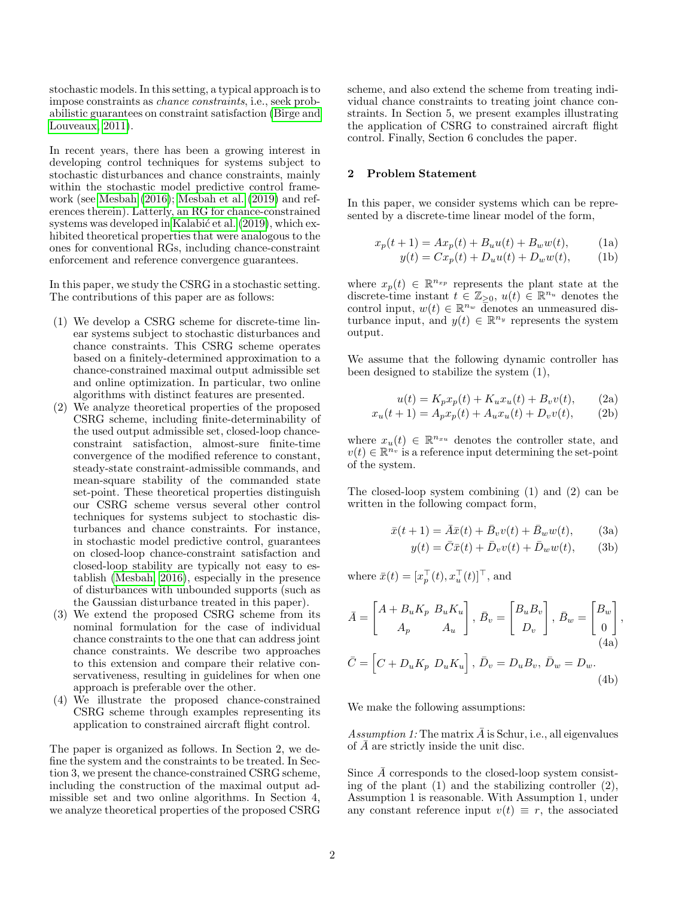stochastic models. In this setting, a typical approach is to impose constraints as *chance constraints*, i.e., seek probabilistic guarantees on constraint satisfaction (Birge and Louveaux, 2011).

In recent years, there has been a growing interest in developing control techniques for systems subject to stochastic disturbances and chance constraints, mainly within the stochastic model predictive control framework (see Mesbah (2016); Mesbah et al. (2019) and references therein). Latterly, an RG for chance-constrained systems was developed in Kalabić et al. (2019), which exhibited theoretical properties that were analogous to the ones for conventional RGs, including chance-constraint enforcement and reference convergence guarantees.

In this paper, we study the CSRG in a stochastic setting. The contributions of this paper are as follows:

(1) We develop a CSRG scheme for discrete-time linear systems subject to stochastic disturbances and chance constraints. This CSRG scheme operates based on a finitely-determined approximation to a chance-constrained maximal output admissible set and online optimization. In particular, two online algorithms with distinct features are presented.
(2) We analyze theoretical properties of the proposed CSRG scheme, including finite-determinability of the used output admissible set, closed-loop chance-constraint satisfaction, almost-sure finite-time convergence of the modified reference to constant, steady-state constraint-admissible commands, and mean-square stability of the commanded state set-point. These theoretical properties distinguish our CSRG scheme versus several other control techniques for systems subject to stochastic disturbances and chance constraints. For instance, in stochastic model predictive control, guarantees on closed-loop chance-constraint satisfaction and closed-loop stability are typically not easy to establish (Mesbah, 2016), especially in the presence of disturbances with unbounded supports (such as the Gaussian disturbance treated in this paper).
(3) We extend the proposed CSRG scheme from its nominal formulation for the case of individual chance constraints to the one that can address joint chance constraints. We describe two approaches to this extension and compare their relative conservativeness, resulting in guidelines for when one approach is preferable over the other.
(4) We illustrate the proposed chance-constrained CSRG scheme through examples representing its application to constrained aircraft flight control.

The paper is organized as follows. In Section 2, we define the system and the constraints to be treated. In Section 3, we present the chance-constrained CSRG scheme, including the construction of the maximal output admissible set and two online algorithms. In Section 4, we analyze theoretical properties of the proposed CSRG scheme, and also extend the scheme from treating individual chance constraints to treating joint chance constraints. In Section 5, we present examples illustrating the application of CSRG to constrained aircraft flight control. Finally, Section 6 concludes the paper.

## 2 Problem Statement

In this paper, we consider systems which can be represented by a discrete-time linear model of the form,

$$x_p(t+1) = Ax_p(t) + B_u u(t) + B_w w(t), \tag{1a}$$
$$y(t) = Cx_p(t) + D_u u(t) + D_w w(t), \tag{1b}$$

where $x_p(t) \in \mathbb{R}^{n_{xp}}$ represents the plant state at the discrete-time instant $t \in \mathbb{Z}_{\geq 0}$, $u(t) \in \mathbb{R}^{n_u}$ denotes the control input, $w(t) \in \mathbb{R}^{n_w}$ denotes an unmeasured disturbance input, and $y(t) \in \mathbb{R}^{n_y}$ represents the system output.

We assume that the following dynamic controller has been designed to stabilize the system (1),

$$u(t) = K_p x_p(t) + K_u x_u(t) + B_v v(t), \tag{2a}$$
$$x_u(t+1) = A_p x_p(t) + A_u x_u(t) + D_v v(t), \tag{2b}$$

where $x_u(t) \in \mathbb{R}^{n_{xu}}$ denotes the controller state, and $v(t) \in \mathbb{R}^{n_v}$ is a reference input determining the set-point of the system.

The closed-loop system combining (1) and (2) can be written in the following compact form,

$$\bar{x}(t+1) = \bar{A}\bar{x}(t) + \bar{B}_v v(t) + \bar{B}_w w(t), \tag{3a}$$
$$y(t) = \bar{C}\bar{x}(t) + \bar{D}_v v(t) + \bar{D}_w w(t), \tag{3b}$$

where $\bar{x}(t) = [x_p^\top(t), x_u^\top(t)]^\top$, and

$$\bar{A} = \begin{bmatrix} A + B_u K_p & B_u K_u \\ A_p & A_u \end{bmatrix},\ \bar{B}_v = \begin{bmatrix} B_u B_v \\ D_v \end{bmatrix},\ \bar{B}_w = \begin{bmatrix} B_w \\ 0 \end{bmatrix}, \tag{4a}$$

$$\bar{C} = \begin{bmatrix} C + D_u K_p & D_u K_u \end{bmatrix},\ \bar{D}_v = D_u B_v,\ \bar{D}_w = D_w. \tag{4b}$$

We make the following assumptions:

*Assumption 1:* The matrix $\bar{A}$ is Schur, i.e., all eigenvalues of $\bar{A}$ are strictly inside the unit disc.

Since $\bar{A}$ corresponds to the closed-loop system consisting of the plant (1) and the stabilizing controller (2), Assumption 1 is reasonable. With Assumption 1, under any constant reference input $v(t) \equiv r$, the associated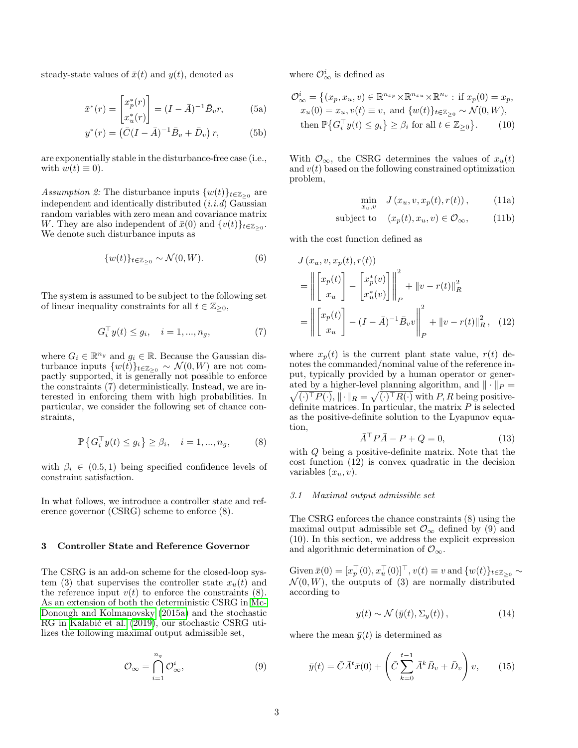steady-state values of $\bar{x}(t)$ and $y(t)$, denoted as

$$\bar{x}^*(r) = \begin{bmatrix} x_p^*(r) \\ x_u^*(r) \end{bmatrix} = (I - \bar{A})^{-1} \bar{B}_v r, \tag{5a}$$

$$y^*(r) = \left( \bar{C}(I - \bar{A})^{-1} \bar{B}_v + \bar{D}_v \right) r, \tag{5b}$$

are exponentially stable in the disturbance-free case (i.e., with $w(t) \equiv 0$).

*Assumption 2:* The disturbance inputs $\{w(t)\}_{t \in \mathbb{Z}_{\geq 0}}$ are independent and identically distributed (*i.i.d*) Gaussian random variables with zero mean and covariance matrix $W$. They are also independent of $\bar{x}(0)$ and $\{v(t)\}_{t \in \mathbb{Z}_{\geq 0}}$. We denote such disturbance inputs as

$$\{w(t)\}_{t \in \mathbb{Z}_{\geq 0}} \sim \mathcal{N}(0, W). \tag{6}$$

The system is assumed to be subject to the following set of linear inequality constraints for all $t \in \mathbb{Z}_{\geq 0}$,

$$G_i^\top y(t) \leq g_i, \quad i = 1, ..., n_g, \tag{7}$$

where $G_i \in \mathbb{R}^{n_y}$ and $g_i \in \mathbb{R}$. Because the Gaussian disturbance inputs $\{w(t)\}_{t \in \mathbb{Z}_{\geq 0}} \sim \mathcal{N}(0, W)$ are not compactly supported, it is generally not possible to enforce the constraints (7) deterministically. Instead, we are interested in enforcing them with high probabilities. In particular, we consider the following set of chance constraints,

$$\mathbb{P}\left\{ G_i^\top y(t) \leq g_i \right\} \geq \beta_i, \quad i = 1, ..., n_g, \tag{8}$$

with $\beta_i \in (0.5, 1)$ being specified confidence levels of constraint satisfaction.

In what follows, we introduce a controller state and reference governor (CSRG) scheme to enforce (8).

## 3 Controller State and Reference Governor

The CSRG is an add-on scheme for the closed-loop system (3) that supervises the controller state $x_u(t)$ and the reference input $v(t)$ to enforce the constraints (8). As an extension of both the deterministic CSRG in McDonough and Kolmanovsky (2015a) and the stochastic RG in Kalabić et al. (2019), our stochastic CSRG utilizes the following maximal output admissible set,

$$\mathcal{O}_\infty = \bigcap_{i=1}^{n_g} \mathcal{O}_\infty^i, \tag{9}$$

where $\mathcal{O}_\infty^i$ is defined as

$$\begin{aligned} \mathcal{O}_\infty^i = \big\{ &(x_p, x_u, v) \in \mathbb{R}^{n_{xp}} \times \mathbb{R}^{n_{xu}} \times \mathbb{R}^{n_v} : \text{if } x_p(0) = x_p, \\ &x_u(0) = x_u, v(t) \equiv v, \text{ and } \{w(t)\}_{t \in \mathbb{Z}_{\geq 0}} \sim \mathcal{N}(0, W), \\ &\text{then } \mathbb{P}\big\{ G_i^\top y(t) \leq g_i \big\} \geq \beta_i \text{ for all } t \in \mathbb{Z}_{\geq 0} \big\}. \end{aligned} \tag{10}$$

With $\mathcal{O}_\infty$, the CSRG determines the values of $x_u(t)$ and $v(t)$ based on the following constrained optimization problem,

$$\min_{x_u, v} \quad J\left(x_u, v, x_p(t), r(t)\right), \tag{11a}$$

$$\text{subject to} \quad (x_p(t), x_u, v) \in \mathcal{O}_\infty, \tag{11b}$$

with the cost function defined as

$$\begin{aligned} &J\left(x_u, v, x_p(t), r(t)\right) \\ &= \left\| \begin{bmatrix} x_p(t) \\ x_u \end{bmatrix} - \begin{bmatrix} x_p^*(v) \\ x_u^*(v) \end{bmatrix} \right\|_P^2 + \|v - r(t)\|_R^2 \\ &= \left\| \begin{bmatrix} x_p(t) \\ x_u \end{bmatrix} - (I - \bar{A})^{-1} \bar{B}_v v \right\|_P^2 + \|v - r(t)\|_R^2, \end{aligned} \tag{12}$$

where $x_p(t)$ is the current plant state value, $r(t)$ denotes the commanded/nominal value of the reference input, typically provided by a human operator or generated by a higher-level planning algorithm, and $\|\cdot\|_P = \sqrt{(\cdot)^\top P (\cdot)}$, $\|\cdot\|_R = \sqrt{(\cdot)^\top R (\cdot)}$ with $P, R$ being positive-definite matrices. In particular, the matrix $P$ is selected as the positive-definite solution to the Lyapunov equation,

$$\bar{A}^\top P \bar{A} - P + Q = 0, \tag{13}$$

with $Q$ being a positive-definite matrix. Note that the cost function (12) is convex quadratic in the decision variables $(x_u, v)$.

### 3.1 Maximal output admissible set

The CSRG enforces the chance constraints (8) using the maximal output admissible set $\mathcal{O}_\infty$ defined by (9) and (10). In this section, we address the explicit expression and algorithmic determination of $\mathcal{O}_\infty$.

Given $\bar{x}(0) = [x_p^\top(0), x_u^\top(0)]^\top$, $v(t) \equiv v$ and $\{w(t)\}_{t \in \mathbb{Z}_{\geq 0}} \sim \mathcal{N}(0, W)$, the outputs of (3) are normally distributed according to

$$y(t) \sim \mathcal{N}\left(\bar{y}(t), \Sigma_y(t)\right), \tag{14}$$

where the mean $\bar{y}(t)$ is determined as

$$\bar{y}(t) = \bar{C} \bar{A}^t \bar{x}(0) + \left( \bar{C} \sum_{k=0}^{t-1} \bar{A}^k \bar{B}_v + \bar{D}_v \right) v, \tag{15}$$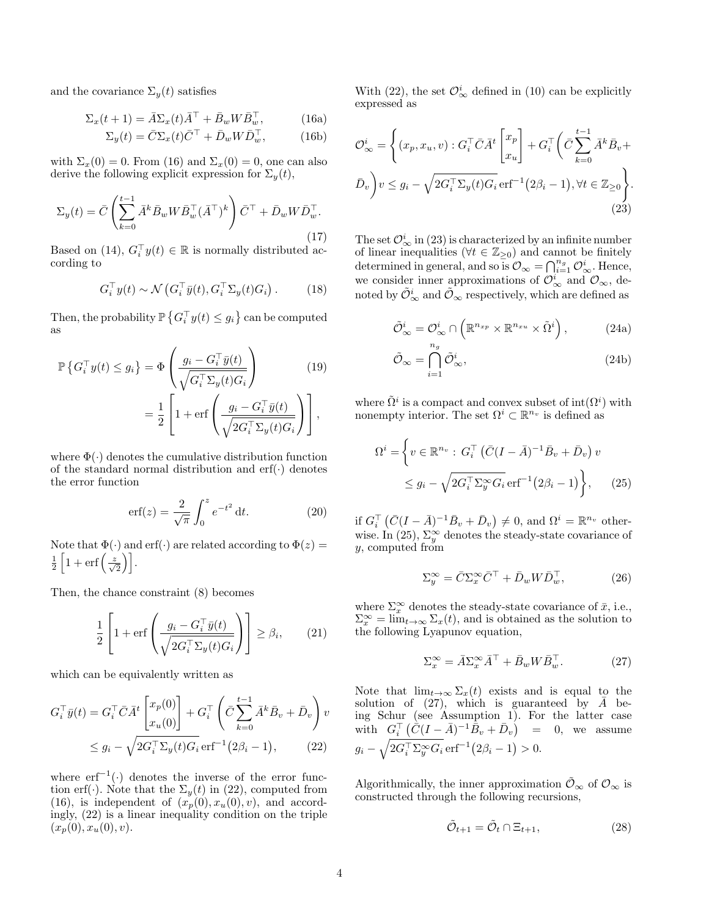and the covariance $\Sigma_y(t)$ satisfies

$$\Sigma_x(t+1) = \bar{A}\Sigma_x(t)\bar{A}^\top + \bar{B}_w W \bar{B}_w^\top, \tag{16a}$$
$$\Sigma_y(t) = \bar{C}\Sigma_x(t)\bar{C}^\top + \bar{D}_w W \bar{D}_w^\top, \tag{16b}$$

with $\Sigma_x(0) = 0$. From (16) and $\Sigma_x(0) = 0$, one can also derive the following explicit expression for $\Sigma_y(t)$,

$$\Sigma_y(t) = \bar{C}\left(\sum_{k=0}^{t-1} \bar{A}^k \bar{B}_w W \bar{B}_w^\top (\bar{A}^\top)^k\right)\bar{C}^\top + \bar{D}_w W \bar{D}_w^\top. \tag{17}$$

Based on (14), $G_i^\top y(t) \in \mathbb{R}$ is normally distributed according to

$$G_i^\top y(t) \sim \mathcal{N}\left(G_i^\top \bar{y}(t), G_i^\top \Sigma_y(t) G_i\right). \tag{18}$$

Then, the probability $\mathbb{P}\left\{G_i^\top y(t) \le g_i\right\}$ can be computed as

$$\begin{aligned}\mathbb{P}\left\{G_i^\top y(t) \le g_i\right\} &= \Phi\left(\frac{g_i - G_i^\top \bar{y}(t)}{\sqrt{G_i^\top \Sigma_y(t) G_i}}\right) \\ &= \frac{1}{2}\left[1 + \operatorname{erf}\left(\frac{g_i - G_i^\top \bar{y}(t)}{\sqrt{2G_i^\top \Sigma_y(t) G_i}}\right)\right],\end{aligned} \tag{19}$$

where $\Phi(\cdot)$ denotes the cumulative distribution function of the standard normal distribution and $\operatorname{erf}(\cdot)$ denotes the error function

$$\operatorname{erf}(z) = \frac{2}{\sqrt{\pi}}\int_0^z e^{-t^2}\,\mathrm{d}t. \tag{20}$$

Note that $\Phi(\cdot)$ and $\operatorname{erf}(\cdot)$ are related according to $\Phi(z) = \frac{1}{2}\left[1 + \operatorname{erf}\left(\frac{z}{\sqrt{2}}\right)\right]$.

Then, the chance constraint (8) becomes

$$\frac{1}{2}\left[1 + \operatorname{erf}\left(\frac{g_i - G_i^\top \bar{y}(t)}{\sqrt{2G_i^\top \Sigma_y(t) G_i}}\right)\right] \ge \beta_i, \tag{21}$$

which can be equivalently written as

$$\begin{aligned}G_i^\top \bar{y}(t) = G_i^\top \bar{C}\bar{A}^t \begin{bmatrix} x_p(0) \\ x_u(0) \end{bmatrix} + G_i^\top \left(\bar{C}\sum_{k=0}^{t-1}\bar{A}^k \bar{B}_v + \bar{D}_v\right) v \\ \le g_i - \sqrt{2G_i^\top \Sigma_y(t) G_i}\operatorname{erf}^{-1}\!\left(2\beta_i - 1\right),\end{aligned} \tag{22}$$

where $\operatorname{erf}^{-1}(\cdot)$ denotes the inverse of the error function $\operatorname{erf}(\cdot)$. Note that the $\Sigma_y(t)$ in (22), computed from (16), is independent of $(x_p(0), x_u(0), v)$, and accordingly, (22) is a linear inequality condition on the triple $(x_p(0), x_u(0), v)$.

With (22), the set $\mathcal{O}_\infty^i$ defined in (10) can be explicitly expressed as

$$\begin{aligned}\mathcal{O}_\infty^i = \Bigg\{(x_p, x_u, v) : G_i^\top \bar{C}\bar{A}^t \begin{bmatrix} x_p \\ x_u \end{bmatrix} + G_i^\top \Bigg(\bar{C}\sum_{k=0}^{t-1}\bar{A}^k \bar{B}_v + \\ \bar{D}_v\Bigg) v \le g_i - \sqrt{2G_i^\top \Sigma_y(t) G_i}\operatorname{erf}^{-1}\!\left(2\beta_i - 1\right), \forall t \in \mathbb{Z}_{\ge 0}\Bigg\}.\end{aligned} \tag{23}$$

The set $\mathcal{O}_\infty^i$ in (23) is characterized by an infinite number of linear inequalities ($\forall t \in \mathbb{Z}_{\ge 0}$) and cannot be finitely determined in general, and so is $\mathcal{O}_\infty = \bigcap_{i=1}^{n_g} \mathcal{O}_\infty^i$. Hence, we consider inner approximations of $\mathcal{O}_\infty^i$ and $\mathcal{O}_\infty$, denoted by $\tilde{\mathcal{O}}_\infty^i$ and $\tilde{\mathcal{O}}_\infty$ respectively, which are defined as

$$\tilde{\mathcal{O}}_\infty^i = \mathcal{O}_\infty^i \cap \left(\mathbb{R}^{n_{xp}} \times \mathbb{R}^{n_{xu}} \times \tilde{\Omega}^i\right), \tag{24a}$$
$$\tilde{\mathcal{O}}_\infty = \bigcap_{i=1}^{n_g} \tilde{\mathcal{O}}_\infty^i, \tag{24b}$$

where $\tilde{\Omega}^i$ is a compact and convex subset of $\operatorname{int}(\Omega^i)$ with nonempty interior. The set $\Omega^i \subset \mathbb{R}^{n_v}$ is defined as

$$\begin{aligned}\Omega^i = \Bigg\{v \in \mathbb{R}^{n_v} :\, G_i^\top \left(\bar{C}(I - \bar{A})^{-1}\bar{B}_v + \bar{D}_v\right) v \\ \le g_i - \sqrt{2G_i^\top \Sigma_y^\infty G_i}\operatorname{erf}^{-1}\!\left(2\beta_i - 1\right)\Bigg\},\end{aligned} \tag{25}$$

if $G_i^\top \left(\bar{C}(I - \bar{A})^{-1}\bar{B}_v + \bar{D}_v\right) \ne 0$, and $\Omega^i = \mathbb{R}^{n_v}$ otherwise. In (25), $\Sigma_y^\infty$ denotes the steady-state covariance of $y$, computed from

$$\Sigma_y^\infty = \bar{C}\Sigma_x^\infty \bar{C}^\top + \bar{D}_w W \bar{D}_w^\top, \tag{26}$$

where $\Sigma_x^\infty$ denotes the steady-state covariance of $\bar{x}$, i.e., $\Sigma_x^\infty = \lim_{t\to\infty}\Sigma_x(t)$, and is obtained as the solution to the following Lyapunov equation,

$$\Sigma_x^\infty = \bar{A}\Sigma_x^\infty \bar{A}^\top + \bar{B}_w W \bar{B}_w^\top. \tag{27}$$

Note that $\lim_{t\to\infty}\Sigma_x(t)$ exists and is equal to the solution of (27), which is guaranteed by $\bar{A}$ being Schur (see Assumption 1). For the latter case with $G_i^\top \left(\bar{C}(I - \bar{A})^{-1}\bar{B}_v + \bar{D}_v\right) = 0$, we assume $g_i - \sqrt{2G_i^\top \Sigma_y^\infty G_i}\operatorname{erf}^{-1}\!\left(2\beta_i - 1\right) > 0$.

Algorithmically, the inner approximation $\tilde{\mathcal{O}}_\infty$ of $\mathcal{O}_\infty$ is constructed through the following recursions,

$$\tilde{\mathcal{O}}_{t+1} = \tilde{\mathcal{O}}_t \cap \Xi_{t+1}, \tag{28}$$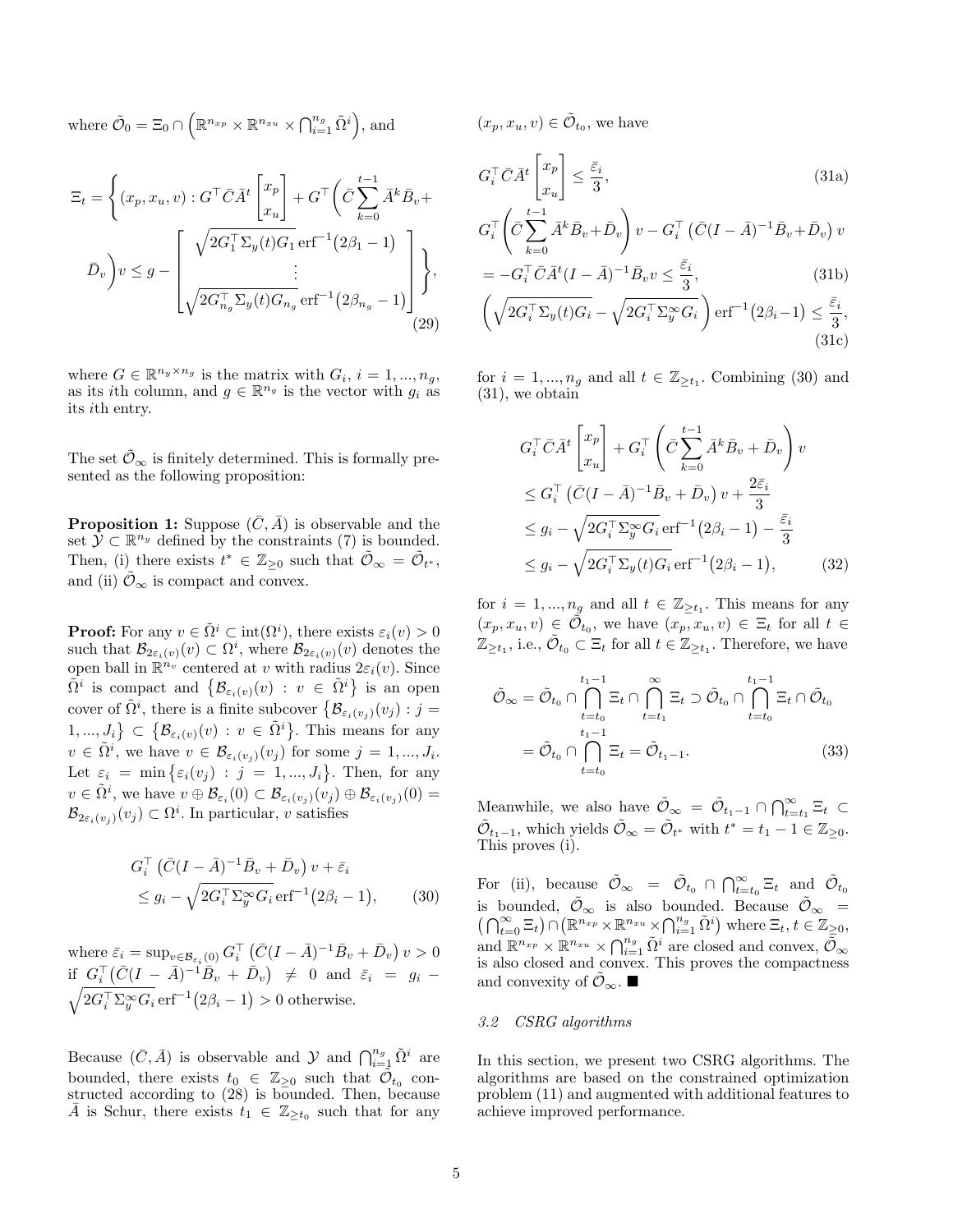where $\tilde{\mathcal{O}}_0 = \Xi_0 \cap \left(\mathbb{R}^{n_{xp}} \times \mathbb{R}^{n_{xu}} \times \bigcap_{i=1}^{n_g} \tilde{\Omega}^i\right)$, and

$$\Xi_t = \left\{ (x_p, x_u, v) : G^\top \bar{C} \bar{A}^t \begin{bmatrix} x_p \\ x_u \end{bmatrix} + G^\top \bigg( \bar{C} \sum_{k=0}^{t-1} \bar{A}^k \bar{B}_v + \bar{D}_v \bigg) v \le g - \begin{bmatrix} \sqrt{2 G_1^\top \Sigma_y(t) G_1}\, \mathrm{erf}^{-1}\big(2\beta_1 - 1\big) \\ \vdots \\ \sqrt{2 G_{n_g}^\top \Sigma_y(t) G_{n_g}}\, \mathrm{erf}^{-1}\big(2\beta_{n_g} - 1\big) \end{bmatrix} \right\}, \tag{29}$$

where $G \in \mathbb{R}^{n_y \times n_g}$ is the matrix with $G_i$, $i = 1, ..., n_g$, as its $i$th column, and $g \in \mathbb{R}^{n_g}$ is the vector with $g_i$ as its $i$th entry.

The set $\tilde{\mathcal{O}}_\infty$ is finitely determined. This is formally presented as the following proposition:

**Proposition 1:** Suppose $(\bar{C}, \bar{A})$ is observable and the set $\mathcal{Y} \subset \mathbb{R}^{n_y}$ defined by the constraints (7) is bounded. Then, (i) there exists $t^* \in \mathbb{Z}_{\ge 0}$ such that $\tilde{\mathcal{O}}_\infty = \tilde{\mathcal{O}}_{t^*}$, and (ii) $\tilde{\mathcal{O}}_\infty$ is compact and convex.

**Proof:** For any $v \in \tilde{\Omega}^i \subset \mathrm{int}(\Omega^i)$, there exists $\varepsilon_i(v) > 0$ such that $\mathcal{B}_{2\varepsilon_i(v)}(v) \subset \Omega^i$, where $\mathcal{B}_{2\varepsilon_i(v)}(v)$ denotes the open ball in $\mathbb{R}^{n_v}$ centered at $v$ with radius $2\varepsilon_i(v)$. Since $\tilde{\Omega}^i$ is compact and $\big\{\mathcal{B}_{\varepsilon_i(v)}(v) : v \in \tilde{\Omega}^i\big\}$ is an open cover of $\tilde{\Omega}^i$, there is a finite subcover $\big\{\mathcal{B}_{\varepsilon_i(v_j)}(v_j) : j = 1, ..., J_i\big\} \subset \big\{\mathcal{B}_{\varepsilon_i(v)}(v) : v \in \tilde{\Omega}^i\big\}$. This means for any $v \in \tilde{\Omega}^i$, we have $v \in \mathcal{B}_{\varepsilon_i(v_j)}(v_j)$ for some $j = 1, ..., J_i$. Let $\varepsilon_i = \min\big\{\varepsilon_i(v_j) : j = 1, ..., J_i\big\}$. Then, for any $v \in \tilde{\Omega}^i$, we have $v \oplus \mathcal{B}_{\varepsilon_i}(0) \subset \mathcal{B}_{\varepsilon_i(v_j)}(v_j) \oplus \mathcal{B}_{\varepsilon_i(v_j)}(0) = \mathcal{B}_{2\varepsilon_i(v_j)}(v_j) \subset \Omega^i$. In particular, $v$ satisfies

$$\begin{aligned} &G_i^\top \big(\bar{C}(I - \bar{A})^{-1} \bar{B}_v + \bar{D}_v\big) v + \bar{\varepsilon}_i \\ &\quad \le g_i - \sqrt{2 G_i^\top \Sigma_y^\infty G_i}\, \mathrm{erf}^{-1}\big(2\beta_i - 1\big), \end{aligned} \tag{30}$$

where $\bar{\varepsilon}_i = \sup_{v \in \mathcal{B}_{\varepsilon_i}(0)} G_i^\top \big(\bar{C}(I - \bar{A})^{-1} \bar{B}_v + \bar{D}_v\big) v > 0$ if $G_i^\top \big(\bar{C}(I - \bar{A})^{-1} \bar{B}_v + \bar{D}_v\big) \neq 0$ and $\bar{\varepsilon}_i = g_i - \sqrt{2 G_i^\top \Sigma_y^\infty G_i}\, \mathrm{erf}^{-1}\big(2\beta_i - 1\big) > 0$ otherwise.

Because $(\bar{C}, \bar{A})$ is observable and $\mathcal{Y}$ and $\bigcap_{i=1}^{n_g} \tilde{\Omega}^i$ are bounded, there exists $t_0 \in \mathbb{Z}_{\ge 0}$ such that $\tilde{\mathcal{O}}_{t_0}$ constructed according to (28) is bounded. Then, because $\bar{A}$ is Schur, there exists $t_1 \in \mathbb{Z}_{\ge t_0}$ such that for any $(x_p, x_u, v) \in \tilde{\mathcal{O}}_{t_0}$, we have

$$G_i^\top \bar{C} \bar{A}^t \begin{bmatrix} x_p \\ x_u \end{bmatrix} \le \frac{\bar{\varepsilon}_i}{3}, \tag{31a}$$

$$\begin{aligned} &G_i^\top \bigg( \bar{C} \sum_{k=0}^{t-1} \bar{A}^k \bar{B}_v + \bar{D}_v \bigg) v - G_i^\top \big(\bar{C}(I - \bar{A})^{-1} \bar{B}_v + \bar{D}_v\big) v \\ &= -G_i^\top \bar{C} \bar{A}^t (I - \bar{A})^{-1} \bar{B}_v v \le \frac{\bar{\varepsilon}_i}{3}, \end{aligned} \tag{31b}$$

$$\Big( \sqrt{2 G_i^\top \Sigma_y(t) G_i} - \sqrt{2 G_i^\top \Sigma_y^\infty G_i} \Big)\, \mathrm{erf}^{-1}\big(2\beta_i - 1\big) \le \frac{\bar{\varepsilon}_i}{3}, \tag{31c}$$

for $i = 1, ..., n_g$ and all $t \in \mathbb{Z}_{\ge t_1}$. Combining (30) and (31), we obtain

$$\begin{aligned} &G_i^\top \bar{C} \bar{A}^t \begin{bmatrix} x_p \\ x_u \end{bmatrix} + G_i^\top \bigg( \bar{C} \sum_{k=0}^{t-1} \bar{A}^k \bar{B}_v + \bar{D}_v \bigg) v \\ &\le G_i^\top \big(\bar{C}(I - \bar{A})^{-1} \bar{B}_v + \bar{D}_v\big) v + \frac{2\bar{\varepsilon}_i}{3} \\ &\le g_i - \sqrt{2 G_i^\top \Sigma_y^\infty G_i}\, \mathrm{erf}^{-1}\big(2\beta_i - 1\big) - \frac{\bar{\varepsilon}_i}{3} \\ &\le g_i - \sqrt{2 G_i^\top \Sigma_y(t) G_i}\, \mathrm{erf}^{-1}\big(2\beta_i - 1\big), \end{aligned} \tag{32}$$

for $i = 1, ..., n_g$ and all $t \in \mathbb{Z}_{\ge t_1}$. This means for any $(x_p, x_u, v) \in \tilde{\mathcal{O}}_{t_0}$, we have $(x_p, x_u, v) \in \Xi_t$ for all $t \in \mathbb{Z}_{\ge t_1}$, i.e., $\tilde{\mathcal{O}}_{t_0} \subset \Xi_t$ for all $t \in \mathbb{Z}_{\ge t_1}$. Therefore, we have

$$\begin{aligned} \tilde{\mathcal{O}}_\infty &= \tilde{\mathcal{O}}_{t_0} \cap \bigcap_{t=t_0}^{t_1-1} \Xi_t \cap \bigcap_{t=t_1}^{\infty} \Xi_t \supset \tilde{\mathcal{O}}_{t_0} \cap \bigcap_{t=t_0}^{t_1-1} \Xi_t \cap \tilde{\mathcal{O}}_{t_0} \\ &= \tilde{\mathcal{O}}_{t_0} \cap \bigcap_{t=t_0}^{t_1-1} \Xi_t = \tilde{\mathcal{O}}_{t_1-1}. \end{aligned} \tag{33}$$

Meanwhile, we also have $\tilde{\mathcal{O}}_\infty = \tilde{\mathcal{O}}_{t_1-1} \cap \bigcap_{t=t_1}^{\infty} \Xi_t \subset \tilde{\mathcal{O}}_{t_1-1}$, which yields $\tilde{\mathcal{O}}_\infty = \tilde{\mathcal{O}}_{t^*}$ with $t^* = t_1 - 1 \in \mathbb{Z}_{\ge 0}$. This proves (i).

For (ii), because $\tilde{\mathcal{O}}_\infty = \tilde{\mathcal{O}}_{t_0} \cap \bigcap_{t=t_0}^{\infty} \Xi_t$ and $\tilde{\mathcal{O}}_{t_0}$ is bounded, $\tilde{\mathcal{O}}_\infty$ is also bounded. Because $\tilde{\mathcal{O}}_\infty = \big(\bigcap_{t=0}^{\infty} \Xi_t\big) \cap \big(\mathbb{R}^{n_{xp}} \times \mathbb{R}^{n_{xu}} \times \bigcap_{i=1}^{n_g} \tilde{\Omega}^i\big)$ where $\Xi_t$, $t \in \mathbb{Z}_{\ge 0}$, and $\mathbb{R}^{n_{xp}} \times \mathbb{R}^{n_{xu}} \times \bigcap_{i=1}^{n_g} \tilde{\Omega}^i$ are closed and convex, $\tilde{\mathcal{O}}_\infty$ is also closed and convex. This proves the compactness and convexity of $\tilde{\mathcal{O}}_\infty$. ■

### 3.2 CSRG algorithms

In this section, we present two CSRG algorithms. The algorithms are based on the constrained optimization problem (11) and augmented with additional features to achieve improved performance.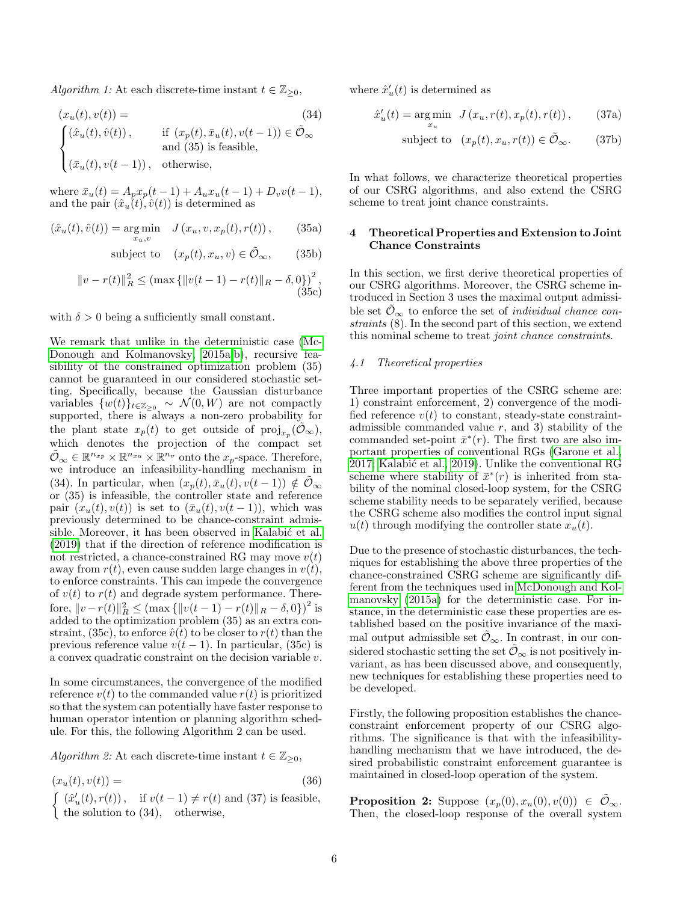*Algorithm 1:* At each discrete-time instant $t \in \mathbb{Z}_{\geq 0}$,

$$
(x_u(t), v(t)) = \tag{34}
$$
$$
\begin{cases} (\hat{x}_u(t), \hat{v}(t)), & \text{if } (x_p(t), \bar{x}_u(t), v(t-1)) \in \tilde{\mathcal{O}}_\infty \\ & \text{and (35) is feasible,} \\ (\bar{x}_u(t), v(t-1)), & \text{otherwise,} \end{cases}
$$

where $\bar{x}_u(t) = A_p x_p(t-1) + A_u x_u(t-1) + D_v v(t-1)$, and the pair $(\hat{x}_u(t), \hat{v}(t))$ is determined as

$$
(\hat{x}_u(t), \hat{v}(t)) = \underset{x_u, v}{\arg\min} \quad J(x_u, v, x_p(t), r(t)), \tag{35a}
$$
$$
\text{subject to} \quad (x_p(t), x_u, v) \in \tilde{\mathcal{O}}_\infty, \tag{35b}
$$
$$
\|v - r(t)\|_R^2 \leq \left(\max\left\{\|v(t-1) - r(t)\|_R - \delta, 0\right\}\right)^2, \tag{35c}
$$

with $\delta > 0$ being a sufficiently small constant.

We remark that unlike in the deterministic case (McDonough and Kolmanovsky, 2015a,b), recursive feasibility of the constrained optimization problem (35) cannot be guaranteed in our considered stochastic setting. Specifically, because the Gaussian disturbance variables $\{w(t)\}_{t \in \mathbb{Z}_{\geq 0}} \sim \mathcal{N}(0, W)$ are not compactly supported, there is always a non-zero probability for the plant state $x_p(t)$ to get outside of $\text{proj}_{x_p}(\tilde{\mathcal{O}}_\infty)$, which denotes the projection of the compact set $\tilde{\mathcal{O}}_\infty \in \mathbb{R}^{n_{xp}} \times \mathbb{R}^{n_{xu}} \times \mathbb{R}^{n_v}$ onto the $x_p$-space. Therefore, we introduce an infeasibility-handling mechanism in (34). In particular, when $(x_p(t), \bar{x}_u(t), v(t-1)) \notin \tilde{\mathcal{O}}_\infty$ or (35) is infeasible, the controller state and reference pair $(x_u(t), v(t))$ is set to $(\bar{x}_u(t), v(t-1))$, which was previously determined to be chance-constraint admissible. Moreover, it has been observed in Kalabić et al. (2019) that if the direction of reference modification is not restricted, a chance-constrained RG may move $v(t)$ away from $r(t)$, even cause sudden large changes in $v(t)$, to enforce constraints. This can impede the convergence of $v(t)$ to $r(t)$ and degrade system performance. Therefore, $\|v - r(t)\|_R^2 \leq \left(\max\left\{\|v(t-1) - r(t)\|_R - \delta, 0\right\}\right)^2$ is added to the optimization problem (35) as an extra constraint, (35c), to enforce $\hat{v}(t)$ to be closer to $r(t)$ than the previous reference value $v(t-1)$. In particular, (35c) is a convex quadratic constraint on the decision variable $v$.

In some circumstances, the convergence of the modified reference $v(t)$ to the commanded value $r(t)$ is prioritized so that the system can potentially have faster response to human operator intention or planning algorithm schedule. For this, the following Algorithm 2 can be used.

*Algorithm 2:* At each discrete-time instant $t \in \mathbb{Z}_{\geq 0}$,

$$
(x_u(t), v(t)) = \tag{36}
$$
$$
\begin{cases} (\hat{x}'_u(t), r(t)), & \text{if } v(t-1) \neq r(t) \text{ and (37) is feasible,} \\ \text{the solution to (34),} & \text{otherwise,} \end{cases}
$$

where $\hat{x}'_u(t)$ is determined as

$$
\hat{x}'_u(t) = \underset{x_u}{\arg\min} \quad J(x_u, r(t), x_p(t), r(t)), \tag{37a}
$$
$$
\text{subject to} \quad (x_p(t), x_u, r(t)) \in \tilde{\mathcal{O}}_\infty. \tag{37b}
$$

In what follows, we characterize theoretical properties of our CSRG algorithms, and also extend the CSRG scheme to treat joint chance constraints.

## 4 Theoretical Properties and Extension to Joint Chance Constraints

In this section, we first derive theoretical properties of our CSRG algorithms. Moreover, the CSRG scheme introduced in Section 3 uses the maximal output admissible set $\tilde{\mathcal{O}}_\infty$ to enforce the set of *individual chance constraints* (8). In the second part of this section, we extend this nominal scheme to treat *joint chance constraints*.

### 4.1 Theoretical properties

Three important properties of the CSRG scheme are: 1) constraint enforcement, 2) convergence of the modified reference $v(t)$ to constant, steady-state constraint-admissible commanded value $r$, and 3) stability of the commanded set-point $\bar{x}^*(r)$. The first two are also important properties of conventional RGs (Garone et al., 2017; Kalabić et al., 2019). Unlike the conventional RG scheme where stability of $\bar{x}^*(r)$ is inherited from stability of the nominal closed-loop system, for the CSRG scheme stability needs to be separately verified, because the CSRG scheme also modifies the control input signal $u(t)$ through modifying the controller state $x_u(t)$.

Due to the presence of stochastic disturbances, the techniques for establishing the above three properties of the chance-constrained CSRG scheme are significantly different from the techniques used in McDonough and Kolmanovsky (2015a) for the deterministic case. For instance, in the deterministic case these properties are established based on the positive invariance of the maximal output admissible set $\tilde{\mathcal{O}}_\infty$. In contrast, in our considered stochastic setting the set $\tilde{\mathcal{O}}_\infty$ is not positively invariant, as has been discussed above, and consequently, new techniques for establishing these properties need to be developed.

Firstly, the following proposition establishes the chance-constraint enforcement property of our CSRG algorithms. The significance is that with the infeasibility-handling mechanism that we have introduced, the desired probabilistic constraint enforcement guarantee is maintained in closed-loop operation of the system.

**Proposition 2:** Suppose $(x_p(0), x_u(0), v(0)) \in \tilde{\mathcal{O}}_\infty$. Then, the closed-loop response of the overall system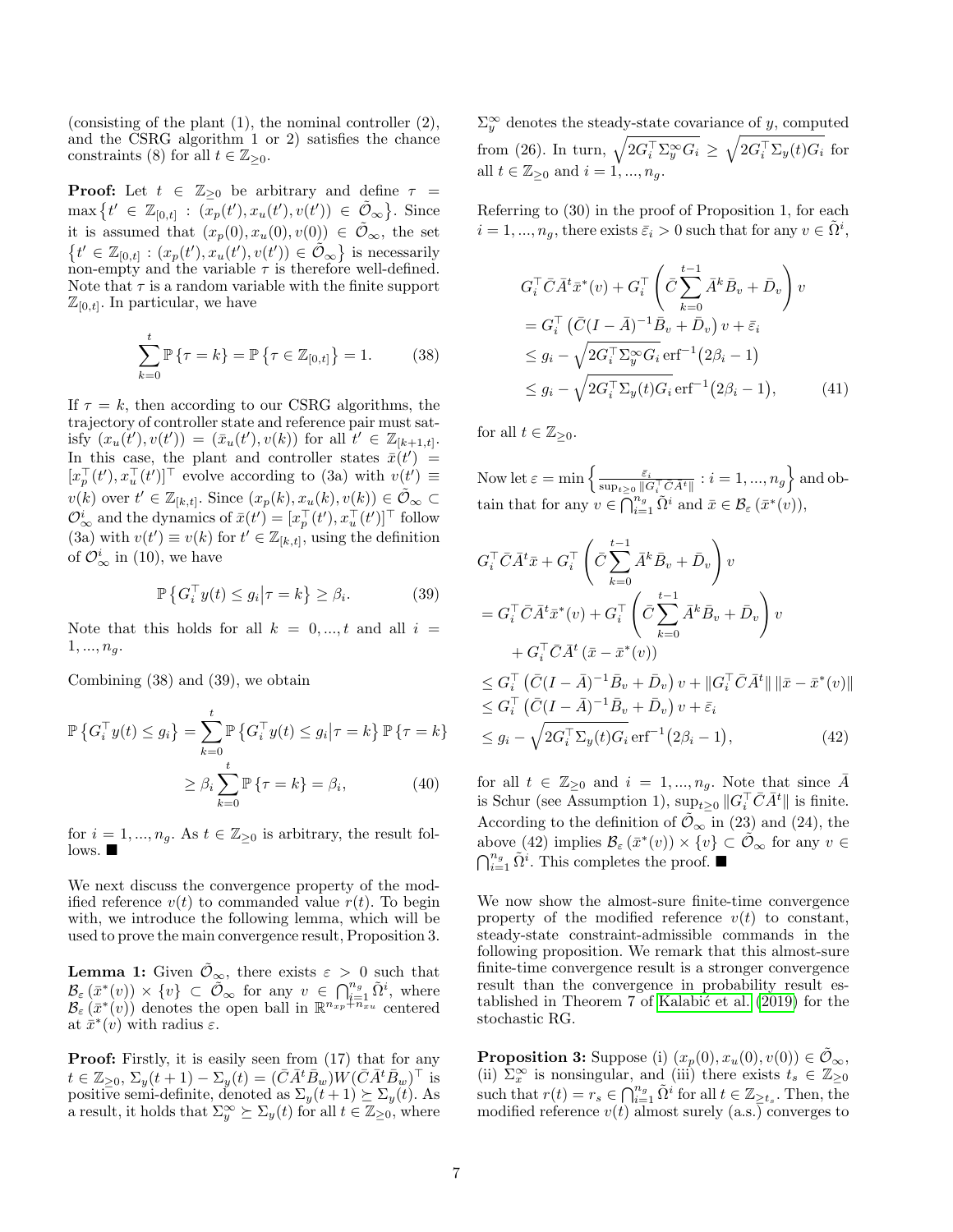(consisting of the plant (1), the nominal controller (2), and the CSRG algorithm 1 or 2) satisfies the chance constraints (8) for all $t \in \mathbb{Z}_{\geq 0}$.

**Proof:** Let $t \in \mathbb{Z}_{\geq 0}$ be arbitrary and define $\tau = \max\left\{t' \in \mathbb{Z}_{[0,t]} : (x_p(t'), x_u(t'), v(t')) \in \tilde{\mathcal{O}}_\infty\right\}$. Since it is assumed that $(x_p(0), x_u(0), v(0)) \in \tilde{\mathcal{O}}_\infty$, the set $\left\{t' \in \mathbb{Z}_{[0,t]} : (x_p(t'), x_u(t'), v(t')) \in \tilde{\mathcal{O}}_\infty\right\}$ is necessarily non-empty and the variable $\tau$ is therefore well-defined. Note that $\tau$ is a random variable with the finite support $\mathbb{Z}_{[0,t]}$. In particular, we have

$$\sum_{k=0}^{t} \mathbb{P}\left\{\tau = k\right\} = \mathbb{P}\left\{\tau \in \mathbb{Z}_{[0,t]}\right\} = 1. \tag{38}$$

If $\tau = k$, then according to our CSRG algorithms, the trajectory of controller state and reference pair must satisfy $(x_u(t'), v(t')) = (\bar{x}_u(t'), v(k))$ for all $t' \in \mathbb{Z}_{[k+1,t]}$. In this case, the plant and controller states $\bar{x}(t') = [x_p^\top(t'), x_u^\top(t')]^\top$ evolve according to (3a) with $v(t') \equiv v(k)$ over $t' \in \mathbb{Z}_{[k,t]}$. Since $(x_p(k), x_u(k), v(k)) \in \tilde{\mathcal{O}}_\infty \subset \mathcal{O}_\infty^i$ and the dynamics of $\bar{x}(t') = [x_p^\top(t'), x_u^\top(t')]^\top$ follow (3a) with $v(t') \equiv v(k)$ for $t' \in \mathbb{Z}_{[k,t]}$, using the definition of $\mathcal{O}_\infty^i$ in (10), we have

$$\mathbb{P}\left\{G_i^\top y(t) \leq g_i \middle| \tau = k\right\} \geq \beta_i. \tag{39}$$

Note that this holds for all $k = 0, ..., t$ and all $i = 1, ..., n_g$.

Combining (38) and (39), we obtain

$$\begin{aligned}
\mathbb{P}\left\{G_i^\top y(t) \leq g_i\right\} &= \sum_{k=0}^{t} \mathbb{P}\left\{G_i^\top y(t) \leq g_i \middle| \tau = k\right\} \mathbb{P}\left\{\tau = k\right\} \\
&\geq \beta_i \sum_{k=0}^{t} \mathbb{P}\left\{\tau = k\right\} = \beta_i,
\end{aligned} \tag{40}$$

for $i = 1, ..., n_g$. As $t \in \mathbb{Z}_{\geq 0}$ is arbitrary, the result follows. ■

We next discuss the convergence property of the modified reference $v(t)$ to commanded value $r(t)$. To begin with, we introduce the following lemma, which will be used to prove the main convergence result, Proposition 3.

**Lemma 1:** Given $\tilde{\mathcal{O}}_\infty$, there exists $\varepsilon > 0$ such that $\mathcal{B}_\varepsilon\left(\bar{x}^*(v)\right) \times \{v\} \subset \tilde{\mathcal{O}}_\infty$ for any $v \in \bigcap_{i=1}^{n_g} \tilde{\Omega}^i$, where $\mathcal{B}_\varepsilon\left(\bar{x}^*(v)\right)$ denotes the open ball in $\mathbb{R}^{n_{xp}+n_{xu}}$ centered at $\bar{x}^*(v)$ with radius $\varepsilon$.

**Proof:** Firstly, it is easily seen from (17) that for any $t \in \mathbb{Z}_{\geq 0}$, $\Sigma_y(t+1) - \Sigma_y(t) = (\bar{C}\bar{A}^t\bar{B}_w)W(\bar{C}\bar{A}^t\bar{B}_w)^\top$ is positive semi-definite, denoted as $\Sigma_y(t+1) \succeq \Sigma_y(t)$. As a result, it holds that $\Sigma_y^\infty \succeq \Sigma_y(t)$ for all $t \in \mathbb{Z}_{\geq 0}$, where $\Sigma_y^\infty$ denotes the steady-state covariance of $y$, computed from (26). In turn, $\sqrt{2G_i^\top \Sigma_y^\infty G_i} \geq \sqrt{2G_i^\top \Sigma_y(t) G_i}$ for all $t \in \mathbb{Z}_{\geq 0}$ and $i = 1, ..., n_g$.

Referring to (30) in the proof of Proposition 1, for each $i = 1, ..., n_g$, there exists $\bar{\varepsilon}_i > 0$ such that for any $v \in \tilde{\Omega}^i$,

$$\begin{aligned}
& G_i^\top \bar{C}\bar{A}^t\bar{x}^*(v) + G_i^\top\left(\bar{C}\sum_{k=0}^{t-1}\bar{A}^k\bar{B}_v + \bar{D}_v\right)v \\
&= G_i^\top\left(\bar{C}(I-\bar{A})^{-1}\bar{B}_v + \bar{D}_v\right)v + \bar{\varepsilon}_i \\
&\leq g_i - \sqrt{2G_i^\top \Sigma_y^\infty G_i}\,\mathrm{erf}^{-1}\big(2\beta_i - 1\big) \\
&\leq g_i - \sqrt{2G_i^\top \Sigma_y(t) G_i}\,\mathrm{erf}^{-1}\big(2\beta_i - 1\big),
\end{aligned} \tag{41}$$

for all $t \in \mathbb{Z}_{\geq 0}$.

Now let $\varepsilon = \min\left\{\frac{\bar{\varepsilon}_i}{\sup_{t\geq 0}\|G_i^\top \bar{C}\bar{A}^t\|} : i = 1, ..., n_g\right\}$ and obtain that for any $v \in \bigcap_{i=1}^{n_g} \tilde{\Omega}^i$ and $\bar{x} \in \mathcal{B}_\varepsilon\left(\bar{x}^*(v)\right)$,

$$\begin{aligned}
& G_i^\top \bar{C}\bar{A}^t\bar{x} + G_i^\top\left(\bar{C}\sum_{k=0}^{t-1}\bar{A}^k\bar{B}_v + \bar{D}_v\right)v \\
&= G_i^\top \bar{C}\bar{A}^t\bar{x}^*(v) + G_i^\top\left(\bar{C}\sum_{k=0}^{t-1}\bar{A}^k\bar{B}_v + \bar{D}_v\right)v \\
&\quad + G_i^\top \bar{C}\bar{A}^t\left(\bar{x} - \bar{x}^*(v)\right) \\
&\leq G_i^\top\left(\bar{C}(I-\bar{A})^{-1}\bar{B}_v + \bar{D}_v\right)v + \|G_i^\top \bar{C}\bar{A}^t\|\,\|\bar{x} - \bar{x}^*(v)\| \\
&\leq G_i^\top\left(\bar{C}(I-\bar{A})^{-1}\bar{B}_v + \bar{D}_v\right)v + \bar{\varepsilon}_i \\
&\leq g_i - \sqrt{2G_i^\top \Sigma_y(t) G_i}\,\mathrm{erf}^{-1}\big(2\beta_i - 1\big),
\end{aligned} \tag{42}$$

for all $t \in \mathbb{Z}_{\geq 0}$ and $i = 1, ..., n_g$. Note that since $\bar{A}$ is Schur (see Assumption 1), $\sup_{t\geq 0}\|G_i^\top \bar{C}\bar{A}^t\|$ is finite. According to the definition of $\tilde{\mathcal{O}}_\infty$ in (23) and (24), the above (42) implies $\mathcal{B}_\varepsilon\left(\bar{x}^*(v)\right) \times \{v\} \subset \tilde{\mathcal{O}}_\infty$ for any $v \in \bigcap_{i=1}^{n_g} \tilde{\Omega}^i$. This completes the proof. ■

We now show the almost-sure finite-time convergence property of the modified reference $v(t)$ to constant, steady-state constraint-admissible commands in the following proposition. We remark that this almost-sure finite-time convergence result is a stronger convergence result than the convergence in probability result established in Theorem 7 of Kalabić et al. (2019) for the stochastic RG.

**Proposition 3:** Suppose (i) $(x_p(0), x_u(0), v(0)) \in \tilde{\mathcal{O}}_\infty$, (ii) $\Sigma_x^\infty$ is nonsingular, and (iii) there exists $t_s \in \mathbb{Z}_{\geq 0}$ such that $r(t) = r_s \in \bigcap_{i=1}^{n_g} \tilde{\Omega}^i$ for all $t \in \mathbb{Z}_{\geq t_s}$. Then, the modified reference $v(t)$ almost surely (a.s.) converges to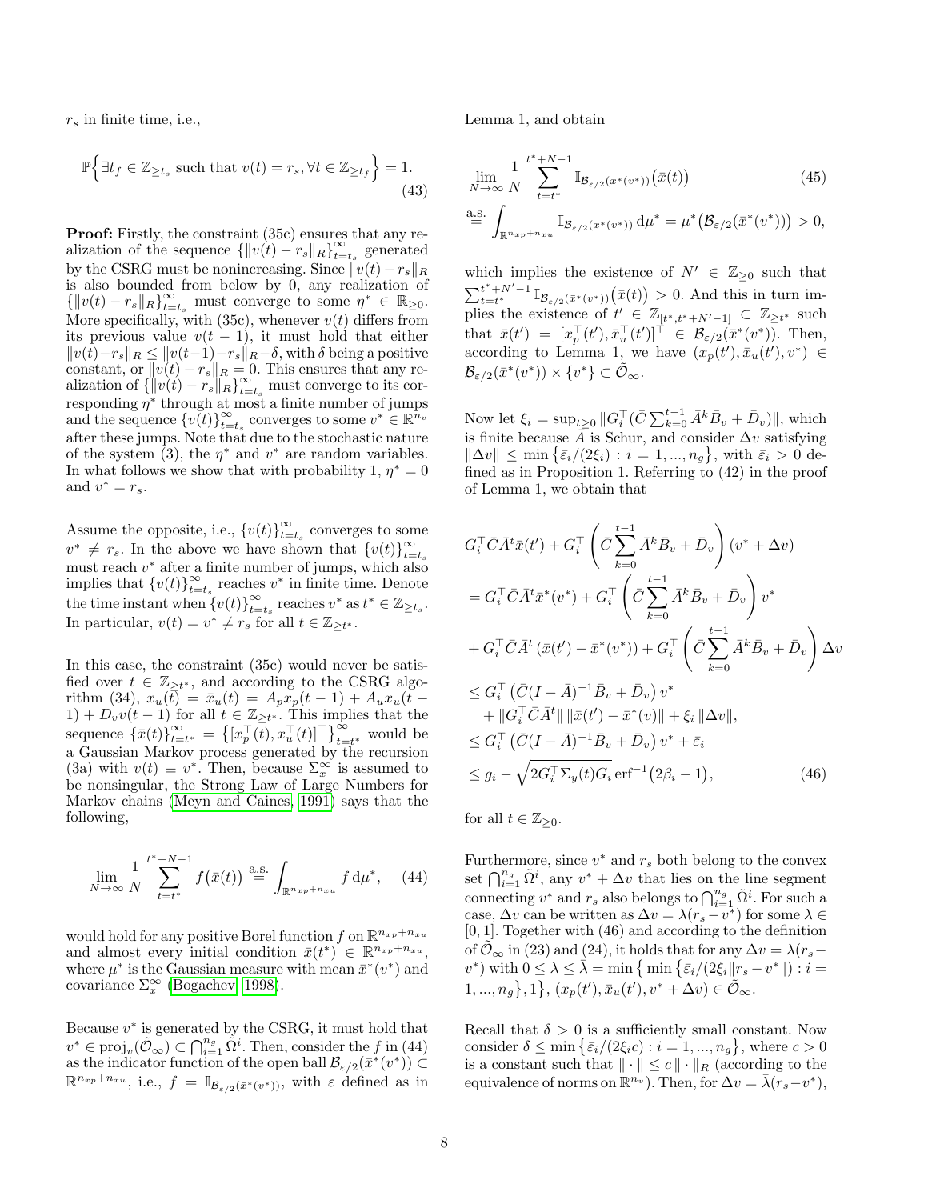$r_s$ in finite time, i.e.,

$$\mathbb{P}\Big\{\exists t_f \in \mathbb{Z}_{\geq t_s} \text{ such that } v(t) = r_s, \forall t \in \mathbb{Z}_{\geq t_f}\Big\} = 1. \tag{43}$$

**Proof:** Firstly, the constraint (35c) ensures that any realization of the sequence $\{\|v(t)-r_s\|_R\}_{t=t_s}^{\infty}$ generated by the CSRG must be nonincreasing. Since $\|v(t)-r_s\|_R$ is also bounded from below by 0, any realization of $\{\|v(t)-r_s\|_R\}_{t=t_s}^{\infty}$ must converge to some $\eta^* \in \mathbb{R}_{\geq 0}$. More specifically, with (35c), whenever $v(t)$ differs from its previous value $v(t-1)$, it must hold that either $\|v(t)-r_s\|_R \leq \|v(t-1)-r_s\|_R - \delta$, with $\delta$ being a positive constant, or $\|v(t)-r_s\|_R = 0$. This ensures that any realization of $\{\|v(t)-r_s\|_R\}_{t=t_s}^{\infty}$ must converge to its corresponding $\eta^*$ through at most a finite number of jumps and the sequence $\{v(t)\}_{t=t_s}^{\infty}$ converges to some $v^* \in \mathbb{R}^{n_v}$ after these jumps. Note that due to the stochastic nature of the system (3), the $\eta^*$ and $v^*$ are random variables. In what follows we show that with probability 1, $\eta^* = 0$ and $v^* = r_s$.

Assume the opposite, i.e., $\{v(t)\}_{t=t_s}^{\infty}$ converges to some $v^* \neq r_s$. In the above we have shown that $\{v(t)\}_{t=t_s}^{\infty}$ must reach $v^*$ after a finite number of jumps, which also implies that $\{v(t)\}_{t=t_s}^{\infty}$ reaches $v^*$ in finite time. Denote the time instant when $\{v(t)\}_{t=t_s}^{\infty}$ reaches $v^*$ as $t^* \in \mathbb{Z}_{\geq t_s}$. In particular, $v(t) = v^* \neq r_s$ for all $t \in \mathbb{Z}_{\geq t^*}$.

In this case, the constraint (35c) would never be satisfied over $t \in \mathbb{Z}_{\geq t^*}$, and according to the CSRG algorithm (34), $x_u(t) = \bar{x}_u(t) = A_p x_p(t-1) + A_u x_u(t-1) + D_v v(t-1)$ for all $t \in \mathbb{Z}_{\geq t^*}$. This implies that the sequence $\{\bar{x}(t)\}_{t=t^*}^{\infty} = \big\{[x_p^\top(t), x_u^\top(t)]^\top\big\}_{t=t^*}^{\infty}$ would be a Gaussian Markov process generated by the recursion (3a) with $v(t) \equiv v^*$. Then, because $\Sigma_x^\infty$ is assumed to be nonsingular, the Strong Law of Large Numbers for Markov chains (Meyn and Caines, 1991) says that the following,

$$\lim_{N\to\infty} \frac{1}{N} \sum_{t=t^*}^{t^*+N-1} f\big(\bar{x}(t)\big) \overset{\text{a.s.}}{=} \int_{\mathbb{R}^{n_{xp}+n_{xu}}} f \,\mathrm{d}\mu^*, \tag{44}$$

would hold for any positive Borel function $f$ on $\mathbb{R}^{n_{xp}+n_{xu}}$ and almost every initial condition $\bar{x}(t^*) \in \mathbb{R}^{n_{xp}+n_{xu}}$, where $\mu^*$ is the Gaussian measure with mean $\bar{x}^*(v^*)$ and covariance $\Sigma_x^\infty$ (Bogachev, 1998).

Because $v^*$ is generated by the CSRG, it must hold that $v^* \in \mathrm{proj}_v(\tilde{\mathcal{O}}_\infty) \subset \bigcap_{i=1}^{n_g} \tilde{\Omega}^i$. Then, consider the $f$ in (44) as the indicator function of the open ball $\mathcal{B}_{\varepsilon/2}(\bar{x}^*(v^*)) \subset \mathbb{R}^{n_{xp}+n_{xu}}$, i.e., $f = \mathbb{I}_{\mathcal{B}_{\varepsilon/2}(\bar{x}^*(v^*))}$, with $\varepsilon$ defined as in Lemma 1, and obtain

$$\begin{aligned}
&\lim_{N\to\infty} \frac{1}{N} \sum_{t=t^*}^{t^*+N-1} \mathbb{I}_{\mathcal{B}_{\varepsilon/2}(\bar{x}^*(v^*))}\big(\bar{x}(t)\big) \qquad (45)\\
&\overset{\text{a.s.}}{=} \int_{\mathbb{R}^{n_{xp}+n_{xu}}} \mathbb{I}_{\mathcal{B}_{\varepsilon/2}(\bar{x}^*(v^*))} \,\mathrm{d}\mu^* = \mu^*\big(\mathcal{B}_{\varepsilon/2}(\bar{x}^*(v^*))\big) > 0,
\end{aligned}$$

which implies the existence of $N' \in \mathbb{Z}_{\geq 0}$ such that $\sum_{t=t^*}^{t^*+N'-1} \mathbb{I}_{\mathcal{B}_{\varepsilon/2}(\bar{x}^*(v^*))}\big(\bar{x}(t)\big) > 0$. And this in turn implies the existence of $t' \in \mathbb{Z}_{[t^*, t^*+N'-1]} \subset \mathbb{Z}_{\geq t^*}$ such that $\bar{x}(t') = [x_p^\top(t'), \bar{x}_u^\top(t')]^\top \in \mathcal{B}_{\varepsilon/2}(\bar{x}^*(v^*))$. Then, according to Lemma 1, we have $(x_p(t'), \bar{x}_u(t'), v^*) \in \mathcal{B}_{\varepsilon/2}(\bar{x}^*(v^*)) \times \{v^*\} \subset \tilde{\mathcal{O}}_\infty$.

Now let $\xi_i = \sup_{t\geq 0} \|G_i^\top(\bar{C}\sum_{k=0}^{t-1}\bar{A}^k\bar{B}_v + \bar{D}_v)\|$, which is finite because $\bar{A}$ is Schur, and consider $\Delta v$ satisfying $\|\Delta v\| \leq \min\{\bar{\varepsilon}_i/(2\xi_i) : i = 1, ..., n_g\}$, with $\bar{\varepsilon}_i > 0$ defined as in Proposition 1. Referring to (42) in the proof of Lemma 1, we obtain that

$$\begin{aligned}
&G_i^\top \bar{C}\bar{A}^t \bar{x}(t') + G_i^\top\left(\bar{C}\sum_{k=0}^{t-1}\bar{A}^k\bar{B}_v + \bar{D}_v\right)(v^* + \Delta v)\\
&= G_i^\top \bar{C}\bar{A}^t \bar{x}^*(v^*) + G_i^\top\left(\bar{C}\sum_{k=0}^{t-1}\bar{A}^k\bar{B}_v + \bar{D}_v\right)v^*\\
&+ G_i^\top \bar{C}\bar{A}^t\left(\bar{x}(t') - \bar{x}^*(v^*)\right) + G_i^\top\left(\bar{C}\sum_{k=0}^{t-1}\bar{A}^k\bar{B}_v + \bar{D}_v\right)\Delta v\\
&\leq G_i^\top\left(\bar{C}(I-\bar{A})^{-1}\bar{B}_v + \bar{D}_v\right)v^*\\
&\quad + \|G_i^\top \bar{C}\bar{A}^t\|\,\|\bar{x}(t') - \bar{x}^*(v)\| + \xi_i\,\|\Delta v\|,\\
&\leq G_i^\top\left(\bar{C}(I-\bar{A})^{-1}\bar{B}_v + \bar{D}_v\right)v^* + \bar{\varepsilon}_i\\
&\leq g_i - \sqrt{2G_i^\top\Sigma_y(t)G_i}\,\mathrm{erf}^{-1}\big(2\beta_i - 1\big),
\end{aligned} \tag{46}$$

for all $t \in \mathbb{Z}_{\geq 0}$.

Furthermore, since $v^*$ and $r_s$ both belong to the convex set $\bigcap_{i=1}^{n_g}\tilde{\Omega}^i$, any $v^* + \Delta v$ that lies on the line segment connecting $v^*$ and $r_s$ also belongs to $\bigcap_{i=1}^{n_g}\tilde{\Omega}^i$. For such a case, $\Delta v$ can be written as $\Delta v = \lambda(r_s - v^*)$ for some $\lambda \in [0,1]$. Together with (46) and according to the definition of $\tilde{\mathcal{O}}_\infty$ in (23) and (24), it holds that for any $\Delta v = \lambda(r_s - v^*)$ with $0 \leq \lambda \leq \bar{\lambda} = \min\big\{\min\big\{\bar{\varepsilon}_i/(2\xi_i\|r_s - v^*\|) : i = 1, ..., n_g\big\}, 1\big\}$, $(x_p(t'), \bar{x}_u(t'), v^* + \Delta v) \in \tilde{\mathcal{O}}_\infty$.

Recall that $\delta > 0$ is a sufficiently small constant. Now consider $\delta \leq \min\big\{\bar{\varepsilon}_i/(2\xi_i c) : i = 1, ..., n_g\big\}$, where $c > 0$ is a constant such that $\|\cdot\| \leq c\|\cdot\|_R$ (according to the equivalence of norms on $\mathbb{R}^{n_v}$). Then, for $\Delta v = \bar{\lambda}(r_s - v^*)$,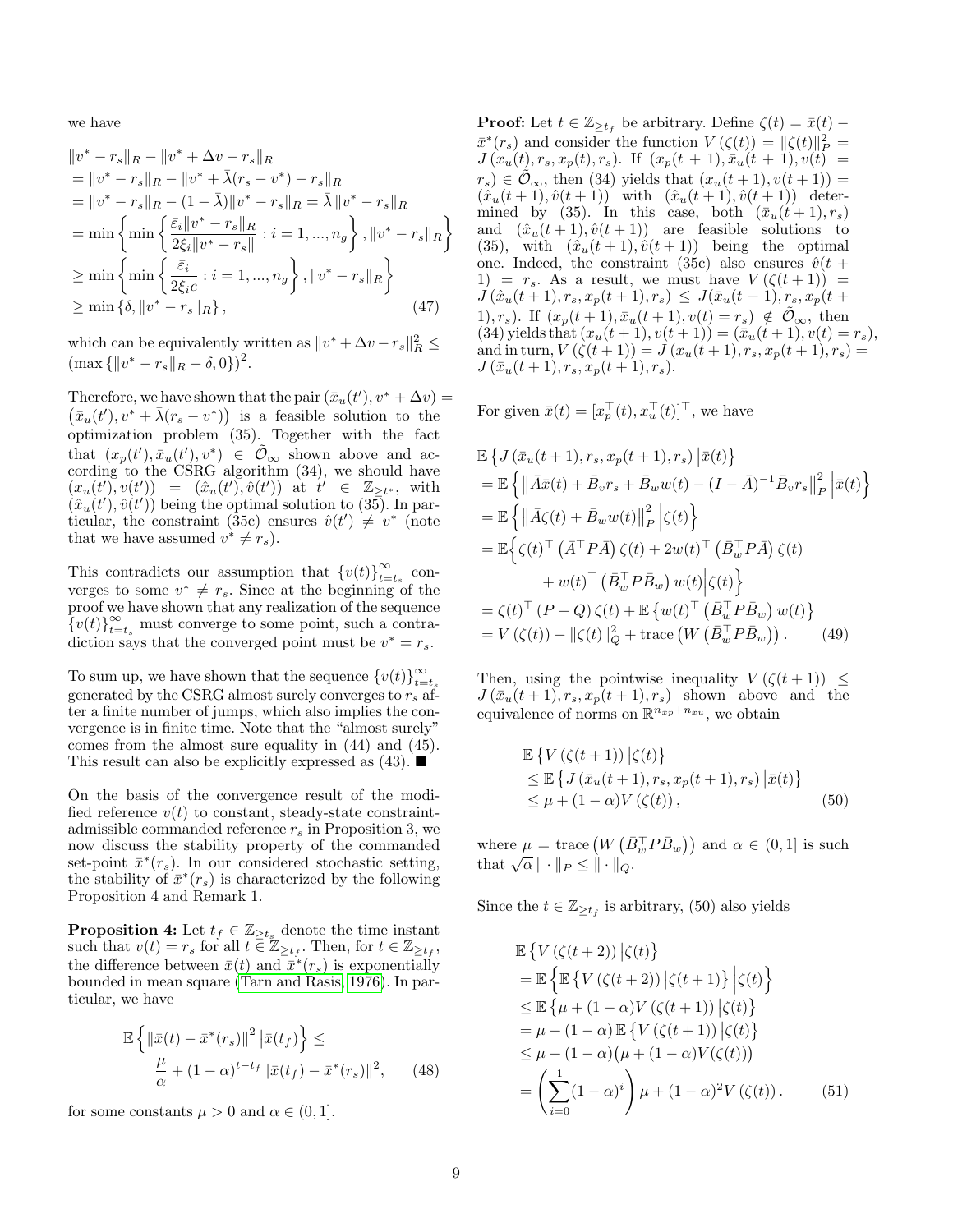we have

$$
\begin{aligned}
&\|v^* - r_s\|_R - \|v^* + \Delta v - r_s\|_R \\
&= \|v^* - r_s\|_R - \|v^* + \bar{\lambda}(r_s - v^*) - r_s\|_R \\
&= \|v^* - r_s\|_R - (1-\bar{\lambda})\|v^* - r_s\|_R = \bar{\lambda}\,\|v^* - r_s\|_R \\
&= \min\left\{ \min\left\{ \frac{\bar{\varepsilon}_i \|v^* - r_s\|_R}{2\xi_i \|v^* - r_s\|} : i = 1, ..., n_g \right\}, \|v^* - r_s\|_R \right\} \\
&\geq \min\left\{ \min\left\{ \frac{\bar{\varepsilon}_i}{2\xi_i c} : i = 1, ..., n_g \right\}, \|v^* - r_s\|_R \right\} \\
&\geq \min\left\{ \delta, \|v^* - r_s\|_R \right\},
\end{aligned} \tag{47}
$$

which can be equivalently written as $\|v^* + \Delta v - r_s\|_R^2 \leq (\max\{\|v^* - r_s\|_R - \delta, 0\})^2$.

Therefore, we have shown that the pair $(\bar{x}_u(t'), v^* + \Delta v) = (\bar{x}_u(t'), v^* + \bar{\lambda}(r_s - v^*))$ is a feasible solution to the optimization problem (35). Together with the fact that $(x_p(t'), \bar{x}_u(t'), v^*) \in \tilde{\mathcal{O}}_\infty$ shown above and according to the CSRG algorithm (34), we should have $(x_u(t'), v(t')) = (\hat{x}_u(t'), \hat{v}(t'))$ at $t' \in \mathbb{Z}_{\geq t^*}$, with $(\hat{x}_u(t'), \hat{v}(t'))$ being the optimal solution to (35). In particular, the constraint (35c) ensures $\hat{v}(t') \neq v^*$ (note that we have assumed $v^* \neq r_s$).

This contradicts our assumption that $\{v(t)\}_{t=t_s}^\infty$ converges to some $v^* \neq r_s$. Since at the beginning of the proof we have shown that any realization of the sequence $\{v(t)\}_{t=t_s}^\infty$ must converge to some point, such a contradiction says that the converged point must be $v^* = r_s$.

To sum up, we have shown that the sequence $\{v(t)\}_{t=t_s}^\infty$ generated by the CSRG almost surely converges to $r_s$ after a finite number of jumps, which also implies the convergence is in finite time. Note that the "almost surely" comes from the almost sure equality in (44) and (45). This result can also be explicitly expressed as (43). ■

On the basis of the convergence result of the modified reference $v(t)$ to constant, steady-state constraint-admissible commanded reference $r_s$ in Proposition 3, we now discuss the stability property of the commanded set-point $\bar{x}^*(r_s)$. In our considered stochastic setting, the stability of $\bar{x}^*(r_s)$ is characterized by the following Proposition 4 and Remark 1.

**Proposition 4:** Let $t_f \in \mathbb{Z}_{\geq t_s}$ denote the time instant such that $v(t) = r_s$ for all $t \in \mathbb{Z}_{\geq t_f}$. Then, for $t \in \mathbb{Z}_{\geq t_f}$, the difference between $\bar{x}(t)$ and $\bar{x}^*(r_s)$ is exponentially bounded in mean square (Tarn and Rasis, 1976). In particular, we have

$$
\begin{aligned}
\mathbb{E}\left\{ \|\bar{x}(t) - \bar{x}^*(r_s)\|^2 \,\middle|\, \bar{x}(t_f) \right\} \leq \\
\frac{\mu}{\alpha} + (1-\alpha)^{t-t_f} \|\bar{x}(t_f) - \bar{x}^*(r_s)\|^2,
\end{aligned} \tag{48}
$$

for some constants $\mu > 0$ and $\alpha \in (0, 1]$. ■

**Proof:** Let $t \in \mathbb{Z}_{\geq t_f}$ be arbitrary. Define $\zeta(t) = \bar{x}(t) - \bar{x}^*(r_s)$ and consider the function $V(\zeta(t)) = \|\zeta(t)\|_P^2 = J(x_u(t), r_s, x_p(t), r_s)$. If $(x_p(t+1), \bar{x}_u(t+1), v(t) = r_s) \in \tilde{\mathcal{O}}_\infty$, then (34) yields that $(x_u(t+1), v(t+1)) = (\hat{x}_u(t+1), \hat{v}(t+1))$ with $(\hat{x}_u(t+1), \hat{v}(t+1))$ determined by (35). In this case, both $(\bar{x}_u(t+1), r_s)$ and $(\hat{x}_u(t+1), \hat{v}(t+1))$ are feasible solutions to (35), with $(\hat{x}_u(t+1), \hat{v}(t+1))$ being the optimal one. Indeed, the constraint (35c) also ensures $\hat{v}(t+1) = r_s$. As a result, we must have $V(\zeta(t+1)) = J(\hat{x}_u(t+1), r_s, x_p(t+1), r_s) \leq J(\bar{x}_u(t+1), r_s, x_p(t+1), r_s)$. If $(x_p(t+1), \bar{x}_u(t+1), v(t) = r_s) \notin \tilde{\mathcal{O}}_\infty$, then (34) yields that $(x_u(t+1), v(t+1)) = (\bar{x}_u(t+1), v(t) = r_s)$, and in turn, $V(\zeta(t+1)) = J(x_u(t+1), r_s, x_p(t+1), r_s) = J(\bar{x}_u(t+1), r_s, x_p(t+1), r_s)$.

For given $\bar{x}(t) = [x_p^\top(t), x_u^\top(t)]^\top$, we have

$$
\begin{aligned}
&\mathbb{E}\left\{ J(\bar{x}_u(t+1), r_s, x_p(t+1), r_s) \,\middle|\, \bar{x}(t) \right\} \\
&= \mathbb{E}\left\{ \left\| \bar{A}\bar{x}(t) + \bar{B}_v r_s + \bar{B}_w w(t) - (I - \bar{A})^{-1} \bar{B}_v r_s \right\|_P^2 \,\middle|\, \bar{x}(t) \right\} \\
&= \mathbb{E}\left\{ \left\| \bar{A}\zeta(t) + \bar{B}_w w(t) \right\|_P^2 \,\middle|\, \zeta(t) \right\} \\
&= \mathbb{E}\Big\{ \zeta(t)^\top \left( \bar{A}^\top P \bar{A} \right) \zeta(t) + 2 w(t)^\top \left( \bar{B}_w^\top P \bar{A} \right) \zeta(t) \\
&\qquad + w(t)^\top \left( \bar{B}_w^\top P \bar{B}_w \right) w(t) \Big| \zeta(t) \Big\} \\
&= \zeta(t)^\top (P - Q)\, \zeta(t) + \mathbb{E}\left\{ w(t)^\top \left( \bar{B}_w^\top P \bar{B}_w \right) w(t) \right\} \\
&= V(\zeta(t)) - \|\zeta(t)\|_Q^2 + \mathrm{trace}\left( W \left( \bar{B}_w^\top P \bar{B}_w \right) \right).
\end{aligned} \tag{49}
$$

Then, using the pointwise inequality $V(\zeta(t+1)) \leq J(\bar{x}_u(t+1), r_s, x_p(t+1), r_s)$ shown above and the equivalence of norms on $\mathbb{R}^{n_{xp} + n_{xu}}$, we obtain

$$
\begin{aligned}
&\mathbb{E}\left\{ V(\zeta(t+1)) \,\middle|\, \zeta(t) \right\} \\
&\leq \mathbb{E}\left\{ J(\bar{x}_u(t+1), r_s, x_p(t+1), r_s) \,\middle|\, \bar{x}(t) \right\} \\
&\leq \mu + (1 - \alpha) V(\zeta(t)),
\end{aligned} \tag{50}
$$

where $\mu = \mathrm{trace}\left( W \left( \bar{B}_w^\top P \bar{B}_w \right) \right)$ and $\alpha \in (0, 1]$ is such that $\sqrt{\alpha}\, \| \cdot \|_P \leq \| \cdot \|_Q$.

Since the $t \in \mathbb{Z}_{\geq t_f}$ is arbitrary, (50) also yields

$$
\begin{aligned}
&\mathbb{E}\left\{ V(\zeta(t+2)) \,\middle|\, \zeta(t) \right\} \\
&= \mathbb{E}\left\{ \mathbb{E}\left\{ V(\zeta(t+2)) \,\middle|\, \zeta(t+1) \right\} \,\middle|\, \zeta(t) \right\} \\
&\leq \mathbb{E}\left\{ \mu + (1 - \alpha) V(\zeta(t+1)) \,\middle|\, \zeta(t) \right\} \\
&= \mu + (1 - \alpha)\, \mathbb{E}\left\{ V(\zeta(t+1)) \,\middle|\, \zeta(t) \right\} \\
&\leq \mu + (1 - \alpha)\big( \mu + (1 - \alpha) V(\zeta(t)) \big) \\
&= \left( \sum_{i=0}^{1} (1 - \alpha)^i \right) \mu + (1 - \alpha)^2 V(\zeta(t)).
\end{aligned} \tag{51}
$$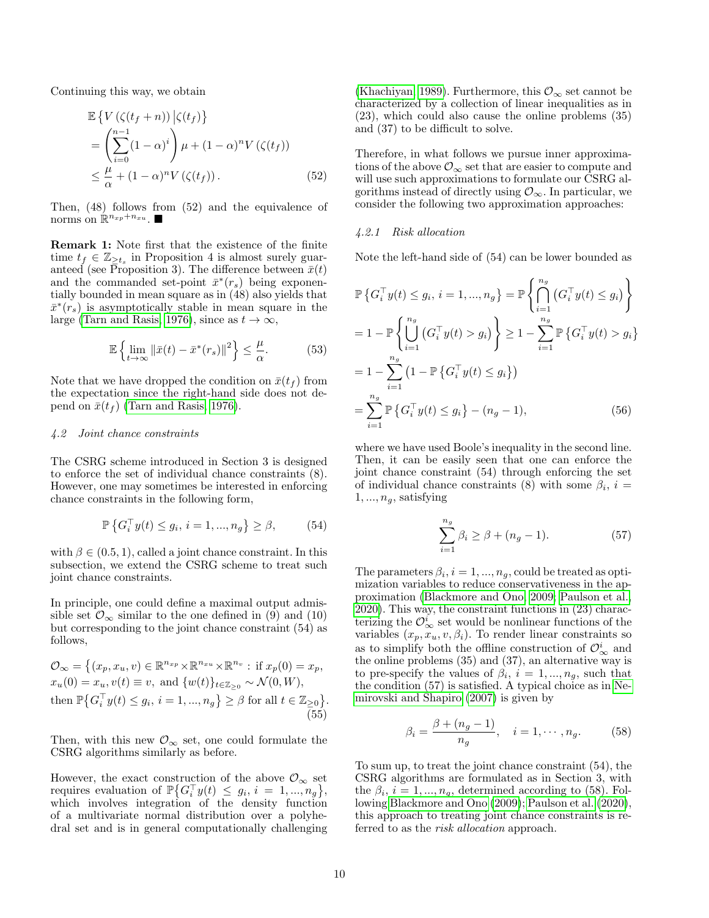Continuing this way, we obtain

$$
\begin{aligned}
&\mathbb{E}\left\{V\left(\zeta(t_f+n)\right)\middle|\zeta(t_f)\right\} \\
&= \left(\sum_{i=0}^{n-1}(1-\alpha)^i\right)\mu + (1-\alpha)^n V\left(\zeta(t_f)\right) \\
&\leq \frac{\mu}{\alpha} + (1-\alpha)^n V\left(\zeta(t_f)\right).
\end{aligned} \tag{52}
$$

Then, (48) follows from (52) and the equivalence of norms on $\mathbb{R}^{n_{xp}+n_{xu}}$. ■

**Remark 1:** Note first that the existence of the finite time $t_f \in \mathbb{Z}_{\geq t_s}$ in Proposition 4 is almost surely guaranteed (see Proposition 3). The difference between $\bar{x}(t)$ and the commanded set-point $\bar{x}^*(r_s)$ being exponentially bounded in mean square as in (48) also yields that $\bar{x}^*(r_s)$ is asymptotically stable in mean square in the large (Tarn and Rasis, 1976), since as $t \to \infty$,

$$
\mathbb{E}\left\{\lim_{t\to\infty}\|\bar{x}(t)-\bar{x}^*(r_s)\|^2\right\} \leq \frac{\mu}{\alpha}. \tag{53}
$$

Note that we have dropped the condition on $\bar{x}(t_f)$ from the expectation since the right-hand side does not depend on $\bar{x}(t_f)$ (Tarn and Rasis, 1976).

#### 4.2 Joint chance constraints

The CSRG scheme introduced in Section 3 is designed to enforce the set of individual chance constraints (8). However, one may sometimes be interested in enforcing chance constraints in the following form,

$$
\mathbb{P}\left\{G_i^\top y(t) \leq g_i,\ i=1,...,n_g\right\} \geq \beta, \tag{54}
$$

with $\beta \in (0.5, 1)$, called a joint chance constraint. In this subsection, we extend the CSRG scheme to treat such joint chance constraints.

In principle, one could define a maximal output admissible set $\mathcal{O}_\infty$ similar to the one defined in (9) and (10) but corresponding to the joint chance constraint (54) as follows,

$$
\begin{aligned}
&\mathcal{O}_\infty = \big\{(x_p, x_u, v) \in \mathbb{R}^{n_{xp}}\times\mathbb{R}^{n_{xu}}\times\mathbb{R}^{n_v} : \text{if } x_p(0) = x_p, \\
&x_u(0) = x_u, v(t) \equiv v, \text{ and } \{w(t)\}_{t\in\mathbb{Z}_{\geq 0}} \sim \mathcal{N}(0, W), \\
&\text{then } \mathbb{P}\big\{G_i^\top y(t) \leq g_i,\ i=1,...,n_g\big\} \geq \beta \text{ for all } t \in \mathbb{Z}_{\geq 0}\big\}.
\end{aligned} \tag{55}
$$

Then, with this new $\mathcal{O}_\infty$ set, one could formulate the CSRG algorithms similarly as before.

However, the exact construction of the above $\mathcal{O}_\infty$ set requires evaluation of $\mathbb{P}\big\{G_i^\top y(t) \leq g_i,\ i=1,...,n_g\big\}$, which involves integration of the density function of a multivariate normal distribution over a polyhedral set and is in general computationally challenging (Khachiyan, 1989). Furthermore, this $\mathcal{O}_\infty$ set cannot be characterized by a collection of linear inequalities as in (23), which could also cause the online problems (35) and (37) to be difficult to solve.

Therefore, in what follows we pursue inner approximations of the above $\mathcal{O}_\infty$ set that are easier to compute and will use such approximations to formulate our CSRG algorithms instead of directly using $\mathcal{O}_\infty$. In particular, we consider the following two approximation approaches:

##### 4.2.1 Risk allocation

Note the left-hand side of (54) can be lower bounded as

$$
\begin{aligned}
&\mathbb{P}\left\{G_i^\top y(t) \leq g_i,\ i=1,...,n_g\right\} = \mathbb{P}\left\{\bigcap_{i=1}^{n_g}\left(G_i^\top y(t) \leq g_i\right)\right\} \\
&= 1 - \mathbb{P}\left\{\bigcup_{i=1}^{n_g}\left(G_i^\top y(t) > g_i\right)\right\} \geq 1 - \sum_{i=1}^{n_g}\mathbb{P}\left\{G_i^\top y(t) > g_i\right\} \\
&= 1 - \sum_{i=1}^{n_g}\left(1 - \mathbb{P}\left\{G_i^\top y(t) \leq g_i\right\}\right) \\
&= \sum_{i=1}^{n_g}\mathbb{P}\left\{G_i^\top y(t) \leq g_i\right\} - (n_g - 1),
\end{aligned} \tag{56}
$$

where we have used Boole's inequality in the second line. Then, it can be easily seen that one can enforce the joint chance constraint (54) through enforcing the set of individual chance constraints (8) with some $\beta_i$, $i = 1, ..., n_g$, satisfying

$$
\sum_{i=1}^{n_g}\beta_i \geq \beta + (n_g - 1). \tag{57}
$$

The parameters $\beta_i$, $i = 1, ..., n_g$, could be treated as optimization variables to reduce conservativeness in the approximation (Blackmore and Ono, 2009; Paulson et al., 2020). This way, the constraint functions in (23) characterizing the $\mathcal{O}_\infty^i$ set would be nonlinear functions of the variables $(x_p, x_u, v, \beta_i)$. To render linear constraints so as to simplify both the offline construction of $\mathcal{O}_\infty^i$ and the online problems (35) and (37), an alternative way is to pre-specify the values of $\beta_i$, $i = 1, ..., n_g$, such that the condition (57) is satisfied. A typical choice as in Nemirovski and Shapiro (2007) is given by

$$
\beta_i = \frac{\beta + (n_g - 1)}{n_g}, \quad i = 1, \cdots, n_g. \tag{58}
$$

To sum up, to treat the joint chance constraint (54), the CSRG algorithms are formulated as in Section 3, with the $\beta_i$, $i = 1, ..., n_g$, determined according to (58). Following Blackmore and Ono (2009); Paulson et al. (2020), this approach to treating joint chance constraints is referred to as the *risk allocation* approach.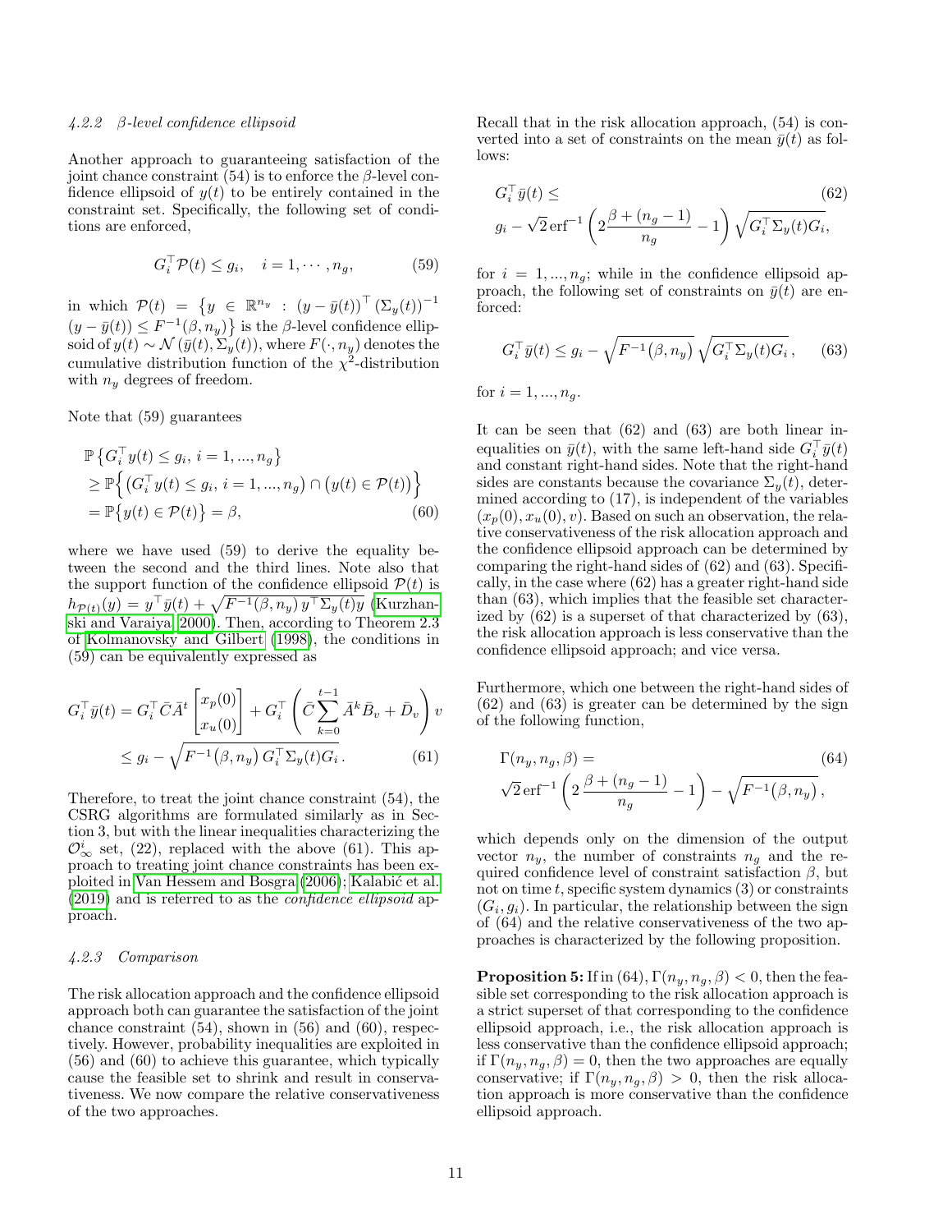#### 4.2.2 $\beta$-level confidence ellipsoid

Another approach to guaranteeing satisfaction of the joint chance constraint (54) is to enforce the $\beta$-level confidence ellipsoid of $y(t)$ to be entirely contained in the constraint set. Specifically, the following set of conditions are enforced,

$$G_i^\top \mathcal{P}(t) \leq g_i, \quad i = 1, \cdots, n_g, \tag{59}$$

in which $\mathcal{P}(t) = \{ y \in \mathbb{R}^{n_y} : (y - \bar{y}(t))^\top (\Sigma_y(t))^{-1} (y - \bar{y}(t)) \leq F^{-1}(\beta, n_y) \}$ is the $\beta$-level confidence ellipsoid of $y(t) \sim \mathcal{N}(\bar{y}(t), \Sigma_y(t))$, where $F(\cdot, n_y)$ denotes the cumulative distribution function of the $\chi^2$-distribution with $n_y$ degrees of freedom.

Note that (59) guarantees

$$\begin{aligned}
&\mathbb{P}\left\{ G_i^\top y(t) \leq g_i,\, i = 1, ..., n_g \right\} \\
&\geq \mathbb{P}\Big\{ \big(G_i^\top y(t) \leq g_i,\, i = 1, ..., n_g\big) \cap \big(y(t) \in \mathcal{P}(t)\big) \Big\} \\
&= \mathbb{P}\big\{ y(t) \in \mathcal{P}(t) \big\} = \beta,
\end{aligned} \tag{60}$$

where we have used (59) to derive the equality between the second and the third lines. Note also that the support function of the confidence ellipsoid $\mathcal{P}(t)$ is $h_{\mathcal{P}(t)}(y) = y^\top \bar{y}(t) + \sqrt{F^{-1}(\beta, n_y)\, y^\top \Sigma_y(t) y}$ (Kurzhanski and Varaiya, 2000). Then, according to Theorem 2.3 of Kolmanovsky and Gilbert (1998), the conditions in (59) can be equivalently expressed as

$$\begin{aligned}
G_i^\top \bar{y}(t) = G_i^\top \bar{C} \bar{A}^t \begin{bmatrix} x_p(0) \\ x_u(0) \end{bmatrix} + G_i^\top \left( \bar{C} \sum_{k=0}^{t-1} \bar{A}^k \bar{B}_v + \bar{D}_v \right) v \\
\leq g_i - \sqrt{F^{-1}(\beta, n_y)\, G_i^\top \Sigma_y(t) G_i}\,.
\end{aligned} \tag{61}$$

Therefore, to treat the joint chance constraint (54), the CSRG algorithms are formulated similarly as in Section 3, but with the linear inequalities characterizing the $\mathcal{O}_\infty^i$ set, (22), replaced with the above (61). This approach to treating joint chance constraints has been exploited in Van Hessem and Bosgra (2006); Kalabić et al. (2019) and is referred to as the *confidence ellipsoid* approach.

#### 4.2.3 Comparison

The risk allocation approach and the confidence ellipsoid approach both can guarantee the satisfaction of the joint chance constraint (54), shown in (56) and (60), respectively. However, probability inequalities are exploited in (56) and (60) to achieve this guarantee, which typically cause the feasible set to shrink and result in conservativeness. We now compare the relative conservativeness of the two approaches.

Recall that in the risk allocation approach, (54) is converted into a set of constraints on the mean $\bar{y}(t)$ as follows:

$$\begin{aligned}
&G_i^\top \bar{y}(t) \leq \\
&g_i - \sqrt{2}\, \mathrm{erf}^{-1}\left( 2 \frac{\beta + (n_g - 1)}{n_g} - 1 \right) \sqrt{G_i^\top \Sigma_y(t) G_i},
\end{aligned} \tag{62}$$

for $i = 1, ..., n_g$; while in the confidence ellipsoid approach, the following set of constraints on $\bar{y}(t)$ are enforced:

$$G_i^\top \bar{y}(t) \leq g_i - \sqrt{F^{-1}(\beta, n_y)}\, \sqrt{G_i^\top \Sigma_y(t) G_i}\,, \tag{63}$$

for $i = 1, ..., n_g$.

It can be seen that (62) and (63) are both linear inequalities on $\bar{y}(t)$, with the same left-hand side $G_i^\top \bar{y}(t)$ and constant right-hand sides. Note that the right-hand sides are constants because the covariance $\Sigma_y(t)$, determined according to (17), is independent of the variables $(x_p(0), x_u(0), v)$. Based on such an observation, the relative conservativeness of the risk allocation approach and the confidence ellipsoid approach can be determined by comparing the right-hand sides of (62) and (63). Specifically, in the case where (62) has a greater right-hand side than (63), which implies that the feasible set characterized by (62) is a superset of that characterized by (63), the risk allocation approach is less conservative than the confidence ellipsoid approach; and vice versa.

Furthermore, which one between the right-hand sides of (62) and (63) is greater can be determined by the sign of the following function,

$$\begin{aligned}
&\Gamma(n_y, n_g, \beta) = \\
&\sqrt{2}\, \mathrm{erf}^{-1}\left( 2 \frac{\beta + (n_g - 1)}{n_g} - 1 \right) - \sqrt{F^{-1}(\beta, n_y)}\,,
\end{aligned} \tag{64}$$

which depends only on the dimension of the output vector $n_y$, the number of constraints $n_g$ and the required confidence level of constraint satisfaction $\beta$, but not on time $t$, specific system dynamics (3) or constraints $(G_i, g_i)$. In particular, the relationship between the sign of (64) and the relative conservativeness of the two approaches is characterized by the following proposition.

**Proposition 5:** If in (64), $\Gamma(n_y, n_g, \beta) < 0$, then the feasible set corresponding to the risk allocation approach is a strict superset of that corresponding to the confidence ellipsoid approach, i.e., the risk allocation approach is less conservative than the confidence ellipsoid approach; if $\Gamma(n_y, n_g, \beta) = 0$, then the two approaches are equally conservative; if $\Gamma(n_y, n_g, \beta) > 0$, then the risk allocation approach is more conservative than the confidence ellipsoid approach.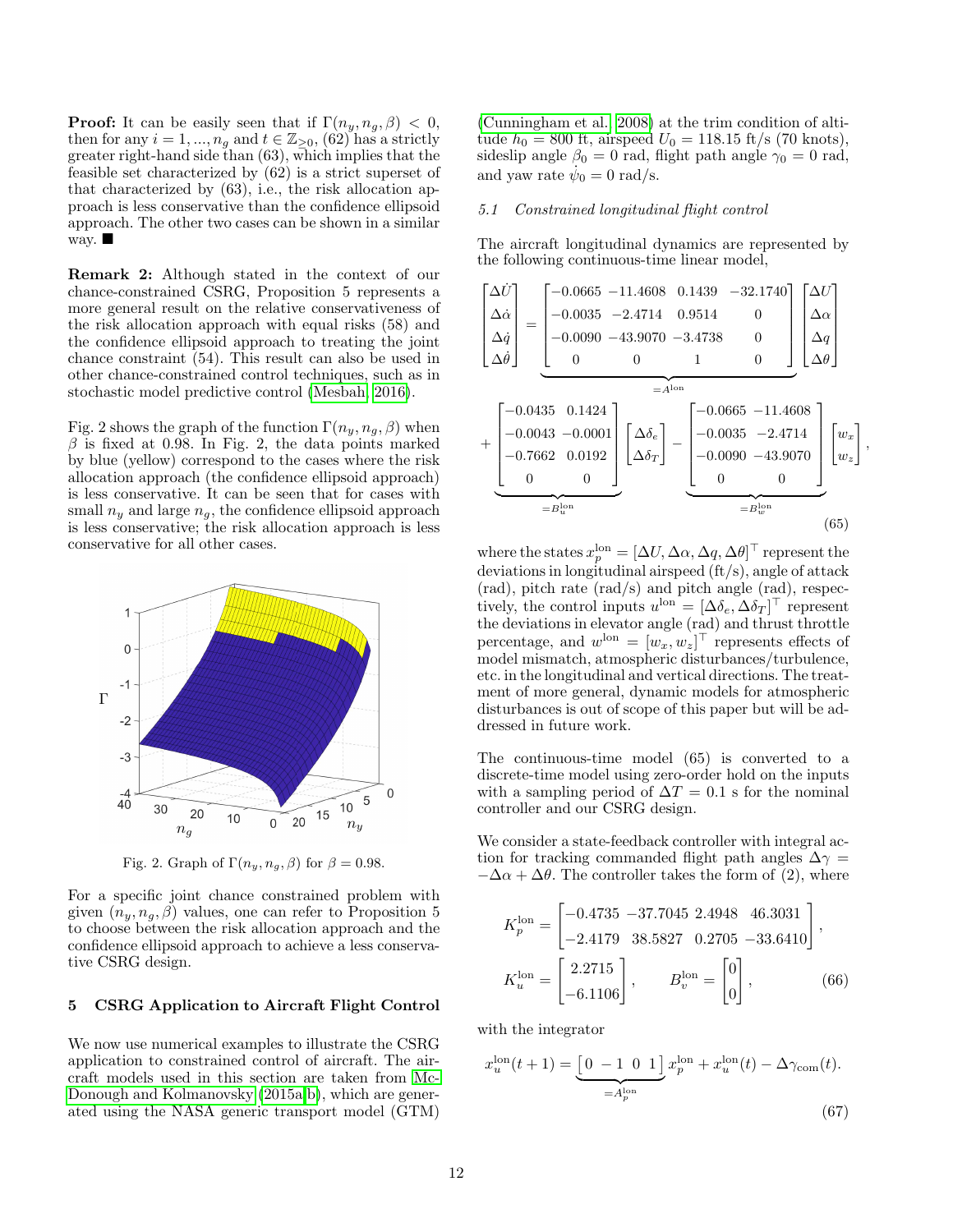**Proof:** It can be easily seen that if $\Gamma(n_y, n_g, \beta) < 0$, then for any $i = 1, ..., n_g$ and $t \in \mathbb{Z}_{\geq 0}$, (62) has a strictly greater right-hand side than (63), which implies that the feasible set characterized by (62) is a strict superset of that characterized by (63), i.e., the risk allocation approach is less conservative than the confidence ellipsoid approach. The other two cases can be shown in a similar way. ■

**Remark 2:** Although stated in the context of our chance-constrained CSRG, Proposition 5 represents a more general result on the relative conservativeness of the risk allocation approach with equal risks (58) and the confidence ellipsoid approach to treating the joint chance constraint (54). This result can also be used in other chance-constrained control techniques, such as in stochastic model predictive control (Mesbah, 2016).

Fig. 2 shows the graph of the function $\Gamma(n_y, n_g, \beta)$ when $\beta$ is fixed at 0.98. In Fig. 2, the data points marked by blue (yellow) correspond to the cases where the risk allocation approach (the confidence ellipsoid approach) is less conservative. It can be seen that for cases with small $n_y$ and large $n_g$, the confidence ellipsoid approach is less conservative; the risk allocation approach is less conservative for all other cases.

Fig. 2. Graph of $\Gamma(n_y, n_g, \beta)$ for $\beta = 0.98$.

For a specific joint chance constrained problem with given $(n_y, n_g, \beta)$ values, one can refer to Proposition 5 to choose between the risk allocation approach and the confidence ellipsoid approach to achieve a less conservative CSRG design.

## 5 CSRG Application to Aircraft Flight Control

We now use numerical examples to illustrate the CSRG application to constrained control of aircraft. The aircraft models used in this section are taken from McDonough and Kolmanovsky (2015a,b), which are generated using the NASA generic transport model (GTM) (Cunningham et al., 2008) at the trim condition of altitude $h_0 = 800$ ft, airspeed $U_0 = 118.15$ ft/s (70 knots), sideslip angle $\beta_0 = 0$ rad, flight path angle $\gamma_0 = 0$ rad, and yaw rate $\dot{\psi}_0 = 0$ rad/s.

### 5.1 Constrained longitudinal flight control

The aircraft longitudinal dynamics are represented by the following continuous-time linear model,

$$\begin{bmatrix} \Delta\dot{U} \\ \Delta\dot{\alpha} \\ \Delta\dot{q} \\ \Delta\dot{\theta} \end{bmatrix} = \underbrace{\begin{bmatrix} -0.0665 & -11.4608 & 0.1439 & -32.1740 \\ -0.0035 & -2.4714 & 0.9514 & 0 \\ -0.0090 & -43.9070 & -3.4738 & 0 \\ 0 & 0 & 1 & 0 \end{bmatrix}}_{=A^{\text{lon}}} \begin{bmatrix} \Delta U \\ \Delta\alpha \\ \Delta q \\ \Delta\theta \end{bmatrix}$$

$$+ \underbrace{\begin{bmatrix} -0.0435 & 0.1424 \\ -0.0043 & -0.0001 \\ -0.7662 & 0.0192 \\ 0 & 0 \end{bmatrix}}_{=B_u^{\text{lon}}} \begin{bmatrix} \Delta\delta_e \\ \Delta\delta_T \end{bmatrix} - \underbrace{\begin{bmatrix} -0.0665 & -11.4608 \\ -0.0035 & -2.4714 \\ -0.0090 & -43.9070 \\ 0 & 0 \end{bmatrix}}_{=B_w^{\text{lon}}} \begin{bmatrix} w_x \\ w_z \end{bmatrix}, \tag{65}$$

where the states $x_p^{\text{lon}} = [\Delta U, \Delta\alpha, \Delta q, \Delta\theta]^\top$ represent the deviations in longitudinal airspeed (ft/s), angle of attack (rad), pitch rate (rad/s) and pitch angle (rad), respectively, the control inputs $u^{\text{lon}} = [\Delta\delta_e, \Delta\delta_T]^\top$ represent the deviations in elevator angle (rad) and thrust throttle percentage, and $w^{\text{lon}} = [w_x, w_z]^\top$ represents effects of model mismatch, atmospheric disturbances/turbulence, etc. in the longitudinal and vertical directions. The treatment of more general, dynamic models for atmospheric disturbances is out of scope of this paper but will be addressed in future work.

The continuous-time model (65) is converted to a discrete-time model using zero-order hold on the inputs with a sampling period of $\Delta T = 0.1$ s for the nominal controller and our CSRG design.

We consider a state-feedback controller with integral action for tracking commanded flight path angles $\Delta\gamma = -\Delta\alpha + \Delta\theta$. The controller takes the form of (2), where

$$K_p^{\text{lon}} = \begin{bmatrix} -0.4735 & -37.7045 & 2.4948 & 46.3031 \\ -2.4179 & 38.5827 & 0.2705 & -33.6410 \end{bmatrix},$$

$$K_u^{\text{lon}} = \begin{bmatrix} 2.2715 \\ -6.1106 \end{bmatrix}, \qquad B_v^{\text{lon}} = \begin{bmatrix} 0 \\ 0 \end{bmatrix}, \tag{66}$$

with the integrator

$$x_u^{\text{lon}}(t+1) = \underbrace{\begin{bmatrix} 0 & -1 & 0 & 1 \end{bmatrix}}_{=A_p^{\text{lon}}} x_p^{\text{lon}} + x_u^{\text{lon}}(t) - \Delta\gamma_{\text{com}}(t). \tag{67}$$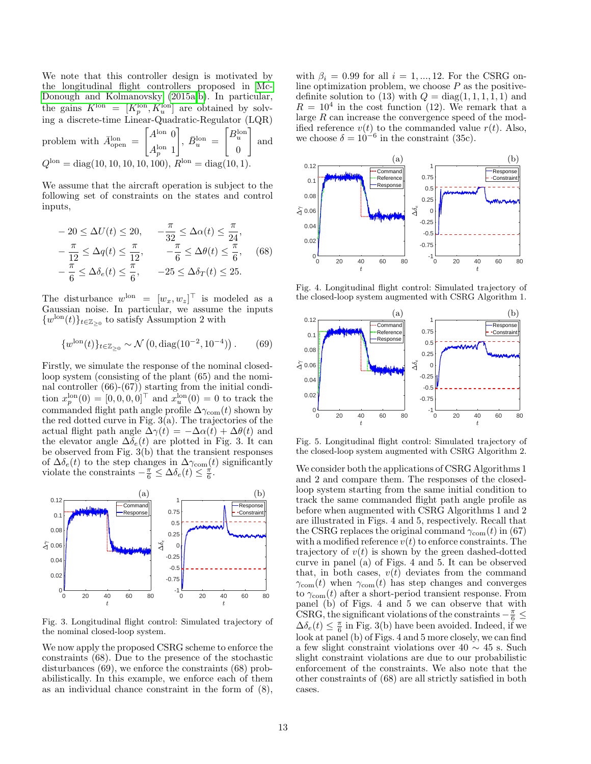We note that this controller design is motivated by the longitudinal flight controllers proposed in McDonough and Kolmanovsky (2015a,b). In particular, the gains $K^{\text{lon}} = [K_p^{\text{lon}}, K_u^{\text{lon}}]$ are obtained by solving a discrete-time Linear-Quadratic-Regulator (LQR) problem with $\bar{A}_{\text{open}}^{\text{lon}} = \begin{bmatrix} A^{\text{lon}} & 0 \\ A_p^{\text{lon}} & 1 \end{bmatrix}$, $\bar{B}_u^{\text{lon}} = \begin{bmatrix} B_u^{\text{lon}} \\ 0 \end{bmatrix}$ and $Q^{\text{lon}} = \text{diag}(10, 10, 10, 10, 100)$, $R^{\text{lon}} = \text{diag}(10, 1)$.

We assume that the aircraft operation is subject to the following set of constraints on the states and control inputs,

$$
\begin{aligned}
&-20 \leq \Delta U(t) \leq 20, \qquad -\frac{\pi}{32} \leq \Delta\alpha(t) \leq \frac{\pi}{24}, \\
&-\frac{\pi}{12} \leq \Delta q(t) \leq \frac{\pi}{12}, \qquad -\frac{\pi}{6} \leq \Delta\theta(t) \leq \frac{\pi}{6}, \\
&-\frac{\pi}{6} \leq \Delta\delta_e(t) \leq \frac{\pi}{6}, \qquad -25 \leq \Delta\delta_T(t) \leq 25.
\end{aligned} \tag{68}
$$

The disturbance $w^{\text{lon}} = [w_x, w_z]^\top$ is modeled as a Gaussian noise. In particular, we assume the inputs $\{w^{\text{lon}}(t)\}_{t\in\mathbb{Z}_{\geq 0}}$ to satisfy Assumption 2 with

$$
\{w^{\text{lon}}(t)\}_{t\in\mathbb{Z}_{\geq 0}} \sim \mathcal{N}\left(0, \text{diag}(10^{-2}, 10^{-4})\right). \tag{69}
$$

Firstly, we simulate the response of the nominal closed-loop system (consisting of the plant (65) and the nominal controller (66)-(67)) starting from the initial condition $x_p^{\text{lon}}(0) = [0, 0, 0, 0]^\top$ and $x_u^{\text{lon}}(0) = 0$ to track the commanded flight path angle profile $\Delta\gamma_{\text{com}}(t)$ shown by the red dotted curve in Fig. 3(a). The trajectories of the actual flight path angle $\Delta\gamma(t) = -\Delta\alpha(t) + \Delta\theta(t)$ and the elevator angle $\Delta\delta_e(t)$ are plotted in Fig. 3. It can be observed from Fig. 3(b) that the transient responses of $\Delta\delta_e(t)$ to the step changes in $\Delta\gamma_{\text{com}}(t)$ significantly violate the constraints $-\frac{\pi}{6} \leq \Delta\delta_e(t) \leq \frac{\pi}{6}$.

Fig. 3. Longitudinal flight control: Simulated trajectory of the nominal closed-loop system.

We now apply the proposed CSRG scheme to enforce the constraints (68). Due to the presence of the stochastic disturbances (69), we enforce the constraints (68) probabilistically. In this example, we enforce each of them as an individual chance constraint in the form of (8), with $\beta_i = 0.99$ for all $i = 1, ..., 12$. For the CSRG online optimization problem, we choose $P$ as the positive-definite solution to (13) with $Q = \text{diag}(1, 1, 1, 1, 1)$ and $R = 10^4$ in the cost function (12). We remark that a large $R$ can increase the convergence speed of the modified reference $v(t)$ to the commanded value $r(t)$. Also, we choose $\delta = 10^{-6}$ in the constraint (35c).

Fig. 4. Longitudinal flight control: Simulated trajectory of the closed-loop system augmented with CSRG Algorithm 1.

Fig. 5. Longitudinal flight control: Simulated trajectory of the closed-loop system augmented with CSRG Algorithm 2.

We consider both the applications of CSRG Algorithms 1 and 2 and compare them. The responses of the closed-loop system starting from the same initial condition to track the same commanded flight path angle profile as before when augmented with CSRG Algorithms 1 and 2 are illustrated in Figs. 4 and 5, respectively. Recall that the CSRG replaces the original command $\gamma_{\text{com}}(t)$ in (67) with a modified reference $v(t)$ to enforce constraints. The trajectory of $v(t)$ is shown by the green dashed-dotted curve in panel (a) of Figs. 4 and 5. It can be observed that, in both cases, $v(t)$ deviates from the command $\gamma_{\text{com}}(t)$ when $\gamma_{\text{com}}(t)$ has step changes and converges to $\gamma_{\text{com}}(t)$ after a short-period transient response. From panel (b) of Figs. 4 and 5 we can observe that with CSRG, the significant violations of the constraints $-\frac{\pi}{6} \leq \Delta\delta_e(t) \leq \frac{\pi}{6}$ in Fig. 3(b) have been avoided. Indeed, if we look at panel (b) of Figs. 4 and 5 more closely, we can find a few slight constraint violations over $40 \sim 45$ s. Such slight constraint violations are due to our probabilistic enforcement of the constraints. We also note that the other constraints of (68) are all strictly satisfied in both cases.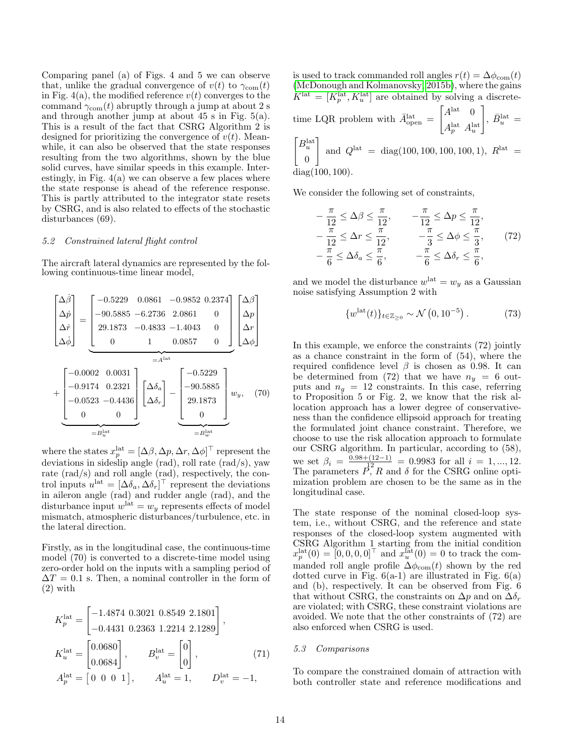Comparing panel (a) of Figs. 4 and 5 we can observe that, unlike the gradual convergence of $v(t)$ to $\gamma_{\text{com}}(t)$ in Fig. 4(a), the modified reference $v(t)$ converges to the command $\gamma_{\text{com}}(t)$ abruptly through a jump at about 2 s and through another jump at about 45 s in Fig. 5(a). This is a result of the fact that CSRG Algorithm 2 is designed for prioritizing the convergence of $v(t)$. Meanwhile, it can also be observed that the state responses resulting from the two algorithms, shown by the blue solid curves, have similar speeds in this example. Interestingly, in Fig. 4(a) we can observe a few places where the state response is ahead of the reference response. This is partly attributed to the integrator state resets by CSRG, and is also related to effects of the stochastic disturbances (69).

### 5.2 Constrained lateral flight control

The aircraft lateral dynamics are represented by the following continuous-time linear model,

$$
\begin{bmatrix} \Delta\dot{\beta} \\ \Delta\dot{p} \\ \Delta\dot{r} \\ \Delta\dot{\phi} \end{bmatrix} = \underbrace{\begin{bmatrix} -0.5229 & 0.0861 & -0.9852 & 0.2374 \\ -90.5885 & -6.2736 & 2.0861 & 0 \\ 29.1873 & -0.4833 & -1.4043 & 0 \\ 0 & 1 & 0.0857 & 0 \end{bmatrix}}_{=A^{\text{lat}}} \begin{bmatrix} \Delta\beta \\ \Delta p \\ \Delta r \\ \Delta\phi \end{bmatrix} + \underbrace{\begin{bmatrix} -0.0002 & 0.0031 \\ -0.9174 & 0.2321 \\ -0.0523 & -0.4436 \\ 0 & 0 \end{bmatrix}}_{=B_u^{\text{lat}}} \begin{bmatrix} \Delta\delta_a \\ \Delta\delta_r \end{bmatrix} - \underbrace{\begin{bmatrix} -0.5229 \\ -90.5885 \\ 29.1873 \\ 0 \end{bmatrix}}_{=B_w^{\text{lat}}} w_y, \quad (70)
$$

where the states $x_p^{\text{lat}} = [\Delta\beta, \Delta p, \Delta r, \Delta\phi]^\top$ represent the deviations in sideslip angle (rad), roll rate (rad/s), yaw rate (rad/s) and roll angle (rad), respectively, the control inputs $u^{\text{lat}} = [\Delta\delta_a, \Delta\delta_r]^\top$ represent the deviations in aileron angle (rad) and rudder angle (rad), and the disturbance input $w^{\text{lat}} = w_y$ represents effects of model mismatch, atmospheric disturbances/turbulence, etc. in the lateral direction.

Firstly, as in the longitudinal case, the continuous-time model (70) is converted to a discrete-time model using zero-order hold on the inputs with a sampling period of $\Delta T = 0.1$ s. Then, a nominal controller in the form of (2) with

$$
\begin{aligned}
K_p^{\text{lat}} &= \begin{bmatrix} -1.4874 & 0.3021 & 0.8549 & 2.1801 \\ -0.4431 & 0.2363 & 1.2214 & 2.1289 \end{bmatrix}, \\
K_u^{\text{lat}} &= \begin{bmatrix} 0.0680 \\ 0.0684 \end{bmatrix}, \qquad B_v^{\text{lat}} = \begin{bmatrix} 0 \\ 0 \end{bmatrix}, \qquad (71) \\
A_p^{\text{lat}} &= \begin{bmatrix} 0 & 0 & 0 & 1 \end{bmatrix}, \qquad A_u^{\text{lat}} = 1, \qquad D_v^{\text{lat}} = -1,
\end{aligned}
$$

is used to track commanded roll angles $r(t) = \Delta\phi_{\text{com}}(t)$ (McDonough and Kolmanovsky, 2015b), where the gains $K^{\text{lat}} = [K_p^{\text{lat}}, K_u^{\text{lat}}]$ are obtained by solving a discrete-time LQR problem with $\bar{A}_{\text{open}}^{\text{lat}} = \begin{bmatrix} A^{\text{lat}} & 0 \\ A_p^{\text{lat}} & A_u^{\text{lat}} \end{bmatrix}$, $\bar{B}_u^{\text{lat}} = \begin{bmatrix} B_u^{\text{lat}} \\ 0 \end{bmatrix}$ and $Q^{\text{lat}} = \text{diag}(100, 100, 100, 100, 1)$, $R^{\text{lat}} = \text{diag}(100, 100)$.

We consider the following set of constraints,

$$
\begin{aligned}
-\frac{\pi}{12} \le \Delta\beta \le \frac{\pi}{12}, \qquad & -\frac{\pi}{12} \le \Delta p \le \frac{\pi}{12}, \\
-\frac{\pi}{12} \le \Delta r \le \frac{\pi}{12}, \qquad & -\frac{\pi}{3} \le \Delta\phi \le \frac{\pi}{3}, \qquad (72) \\
-\frac{\pi}{6} \le \Delta\delta_a \le \frac{\pi}{6}, \qquad & -\frac{\pi}{6} \le \Delta\delta_r \le \frac{\pi}{6},
\end{aligned}
$$

and we model the disturbance $w^{\text{lat}} = w_y$ as a Gaussian noise satisfying Assumption 2 with

$$
\{w^{\text{lat}}(t)\}_{t \in \mathbb{Z}_{\ge 0}} \sim \mathcal{N}\left(0, 10^{-5}\right). \qquad (73)
$$

In this example, we enforce the constraints (72) jointly as a chance constraint in the form of (54), where the required confidence level $\beta$ is chosen as 0.98. It can be determined from (72) that we have $n_y = 6$ outputs and $n_g = 12$ constraints. In this case, referring to Proposition 5 or Fig. 2, we know that the risk allocation approach has a lower degree of conservativeness than the confidence ellipsoid approach for treating the formulated joint chance constraint. Therefore, we choose to use the risk allocation approach to formulate our CSRG algorithm. In particular, according to (58), we set $\beta_i = \frac{0.98+(12-1)}{12} = 0.9983$ for all $i = 1, ..., 12$. The parameters $P$, $R$ and $\delta$ for the CSRG online optimization problem are chosen to be the same as in the longitudinal case.

The state response of the nominal closed-loop system, i.e., without CSRG, and the reference and state responses of the closed-loop system augmented with CSRG Algorithm 1 starting from the initial condition $x_p^{\text{lat}}(0) = [0, 0, 0, 0]^\top$ and $x_u^{\text{lat}}(0) = 0$ to track the commanded roll angle profile $\Delta\phi_{\text{com}}(t)$ shown by the red dotted curve in Fig. 6(a-1) are illustrated in Fig. 6(a) and (b), respectively. It can be observed from Fig. 6 that without CSRG, the constraints on $\Delta p$ and on $\Delta\delta_r$ are violated; with CSRG, these constraint violations are avoided. We note that the other constraints of (72) are also enforced when CSRG is used.

### 5.3 Comparisons

To compare the constrained domain of attraction with both controller state and reference modifications and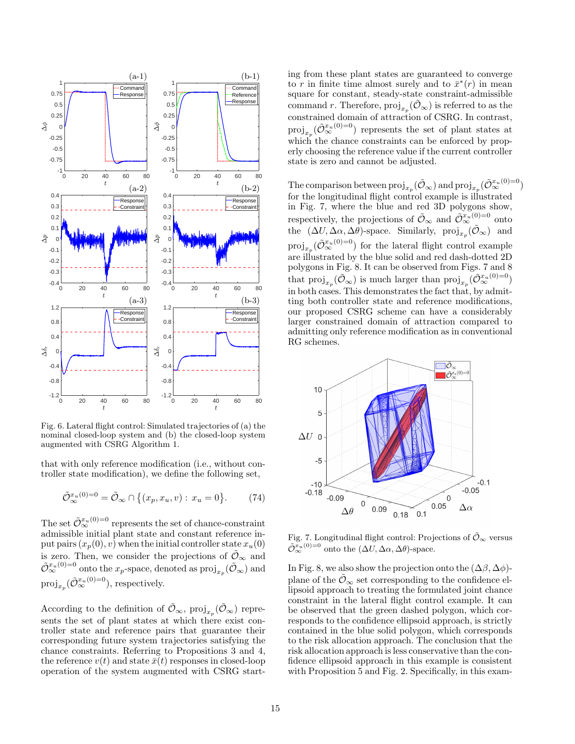Fig. 6. Lateral flight control: Simulated trajectories of (a) the nominal closed-loop system and (b) the closed-loop system augmented with CSRG Algorithm 1.

that with only reference modification (i.e., without controller state modification), we define the following set,

$$\tilde{\mathcal{O}}_\infty^{x_u(0)=0} = \tilde{\mathcal{O}}_\infty \cap \{(x_p, x_u, v) : x_u = 0\}. \tag{74}$$

The set $\tilde{\mathcal{O}}_\infty^{x_u(0)=0}$ represents the set of chance-constraint admissible initial plant state and constant reference input pairs $(x_p(0), v)$ when the initial controller state $x_u(0)$ is zero. Then, we consider the projections of $\tilde{\mathcal{O}}_\infty$ and $\tilde{\mathcal{O}}_\infty^{x_u(0)=0}$ onto the $x_p$-space, denoted as $\text{proj}_{x_p}(\tilde{\mathcal{O}}_\infty)$ and $\text{proj}_{x_p}(\tilde{\mathcal{O}}_\infty^{x_u(0)=0})$, respectively.

According to the definition of $\tilde{\mathcal{O}}_\infty$, $\text{proj}_{x_p}(\tilde{\mathcal{O}}_\infty)$ represents the set of plant states at which there exist controller state and reference pairs that guarantee their corresponding future system trajectories satisfying the chance constraints. Referring to Propositions 3 and 4, the reference $v(t)$ and state $\bar{x}(t)$ responses in closed-loop operation of the system augmented with CSRG starting from these plant states are guaranteed to converge to $r$ in finite time almost surely and to $\bar{x}^*(r)$ in mean square for constant, steady-state constraint-admissible command $r$. Therefore, $\text{proj}_{x_p}(\tilde{\mathcal{O}}_\infty)$ is referred to as the constrained domain of attraction of CSRG. In contrast, $\text{proj}_{x_p}(\tilde{\mathcal{O}}_\infty^{x_u(0)=0})$ represents the set of plant states at which the chance constraints can be enforced by properly choosing the reference value if the current controller state is zero and cannot be adjusted.

The comparison between $\text{proj}_{x_p}(\tilde{\mathcal{O}}_\infty)$ and $\text{proj}_{x_p}(\tilde{\mathcal{O}}_\infty^{x_u(0)=0})$ for the longitudinal flight control example is illustrated in Fig. 7, where the blue and red 3D polygons show, respectively, the projections of $\tilde{\mathcal{O}}_\infty$ and $\tilde{\mathcal{O}}_\infty^{x_u(0)=0}$ onto the $(\Delta U, \Delta\alpha, \Delta\theta)$-space. Similarly, $\text{proj}_{x_p}(\tilde{\mathcal{O}}_\infty)$ and $\text{proj}_{x_p}(\tilde{\mathcal{O}}_\infty^{x_u(0)=0})$ for the lateral flight control example are illustrated by the blue solid and red dash-dotted 2D polygons in Fig. 8. It can be observed from Figs. 7 and 8 that $\text{proj}_{x_p}(\tilde{\mathcal{O}}_\infty)$ is much larger than $\text{proj}_{x_p}(\tilde{\mathcal{O}}_\infty^{x_u(0)=0})$ in both cases. This demonstrates the fact that, by admitting both controller state and reference modifications, our proposed CSRG scheme can have a considerably larger constrained domain of attraction compared to admitting only reference modification as in conventional RG schemes.

Fig. 7. Longitudinal flight control: Projections of $\tilde{\mathcal{O}}_\infty$ versus $\tilde{\mathcal{O}}_\infty^{x_u(0)=0}$ onto the $(\Delta U, \Delta\alpha, \Delta\theta)$-space.

In Fig. 8, we also show the projection onto the $(\Delta\beta, \Delta\phi)$-plane of the $\tilde{\mathcal{O}}_\infty$ set corresponding to the confidence ellipsoid approach to treating the formulated joint chance constraint in the lateral flight control example. It can be observed that the green dashed polygon, which corresponds to the confidence ellipsoid approach, is strictly contained in the blue solid polygon, which corresponds to the risk allocation approach. The conclusion that the risk allocation approach is less conservative than the confidence ellipsoid approach in this example is consistent with Proposition 5 and Fig. 2. Specifically, in this exam-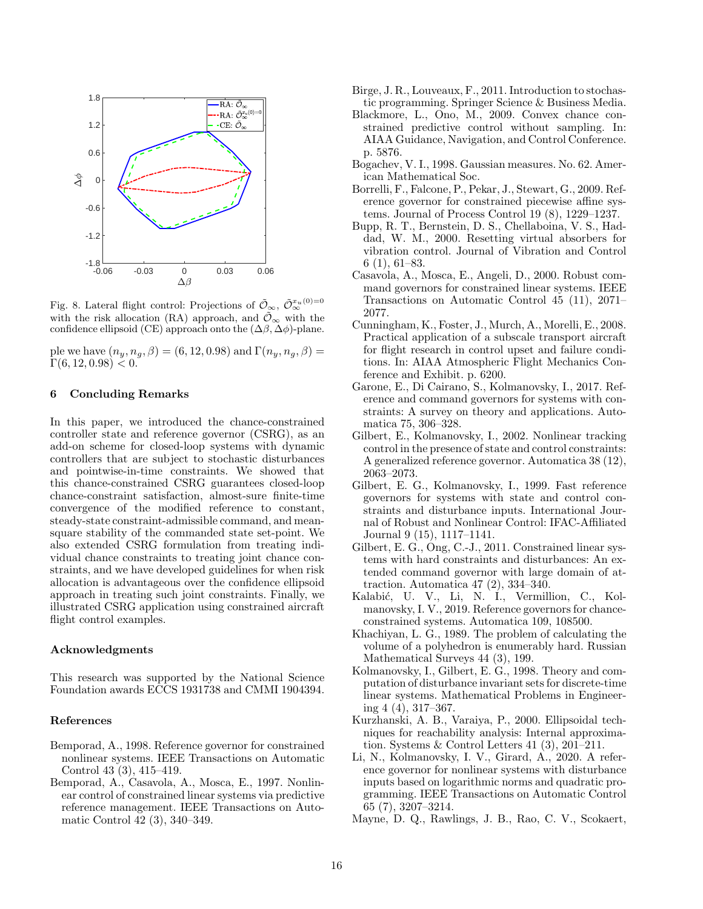Fig. 8. Lateral flight control: Projections of $\tilde{\mathcal{O}}_\infty$, $\tilde{\mathcal{O}}_\infty^{x_u(0)=0}$ with the risk allocation (RA) approach, and $\tilde{\mathcal{O}}_\infty$ with the confidence ellipsoid (CE) approach onto the $(\Delta\beta, \Delta\phi)$-plane.

ple we have $(n_y, n_g, \beta) = (6, 12, 0.98)$ and $\Gamma(n_y, n_g, \beta) = \Gamma(6, 12, 0.98) < 0$.

## 6 Concluding Remarks

In this paper, we introduced the chance-constrained controller state and reference governor (CSRG), as an add-on scheme for closed-loop systems with dynamic controllers that are subject to stochastic disturbances and pointwise-in-time constraints. We showed that this chance-constrained CSRG guarantees closed-loop chance-constraint satisfaction, almost-sure finite-time convergence of the modified reference to constant, steady-state constraint-admissible command, and mean-square stability of the commanded state set-point. We also extended CSRG formulation from treating individual chance constraints to treating joint chance constraints, and we have developed guidelines for when risk allocation is advantageous over the confidence ellipsoid approach in treating such joint constraints. Finally, we illustrated CSRG application using constrained aircraft flight control examples.

### Acknowledgments

This research was supported by the National Science Foundation awards ECCS 1931738 and CMMI 1904394.

### References

Bemporad, A., 1998. Reference governor for constrained nonlinear systems. IEEE Transactions on Automatic Control 43 (3), 415–419.

Bemporad, A., Casavola, A., Mosca, E., 1997. Nonlinear control of constrained linear systems via predictive reference management. IEEE Transactions on Automatic Control 42 (3), 340–349.

Birge, J. R., Louveaux, F., 2011. Introduction to stochastic programming. Springer Science & Business Media.

Blackmore, L., Ono, M., 2009. Convex chance constrained predictive control without sampling. In: AIAA Guidance, Navigation, and Control Conference. p. 5876.

Bogachev, V. I., 1998. Gaussian measures. No. 62. American Mathematical Soc.

Borrelli, F., Falcone, P., Pekar, J., Stewart, G., 2009. Reference governor for constrained piecewise affine systems. Journal of Process Control 19 (8), 1229–1237.

Bupp, R. T., Bernstein, D. S., Chellaboina, V. S., Haddad, W. M., 2000. Resetting virtual absorbers for vibration control. Journal of Vibration and Control 6 (1), 61–83.

Casavola, A., Mosca, E., Angeli, D., 2000. Robust command governors for constrained linear systems. IEEE Transactions on Automatic Control 45 (11), 2071–2077.

Cunningham, K., Foster, J., Murch, A., Morelli, E., 2008. Practical application of a subscale transport aircraft for flight research in control upset and failure conditions. In: AIAA Atmospheric Flight Mechanics Conference and Exhibit. p. 6200.

Garone, E., Di Cairano, S., Kolmanovsky, I., 2017. Reference and command governors for systems with constraints: A survey on theory and applications. Automatica 75, 306–328.

Gilbert, E., Kolmanovsky, I., 2002. Nonlinear tracking control in the presence of state and control constraints: A generalized reference governor. Automatica 38 (12), 2063–2073.

Gilbert, E. G., Kolmanovsky, I., 1999. Fast reference governors for systems with state and control constraints and disturbance inputs. International Journal of Robust and Nonlinear Control: IFAC-Affiliated Journal 9 (15), 1117–1141.

Gilbert, E. G., Ong, C.-J., 2011. Constrained linear systems with hard constraints and disturbances: An extended command governor with large domain of attraction. Automatica 47 (2), 334–340.

Kalabić, U. V., Li, N. I., Vermillion, C., Kolmanovsky, I. V., 2019. Reference governors for chance-constrained systems. Automatica 109, 108500.

Khachiyan, L. G., 1989. The problem of calculating the volume of a polyhedron is enumerably hard. Russian Mathematical Surveys 44 (3), 199.

Kolmanovsky, I., Gilbert, E. G., 1998. Theory and computation of disturbance invariant sets for discrete-time linear systems. Mathematical Problems in Engineering 4 (4), 317–367.

Kurzhanski, A. B., Varaiya, P., 2000. Ellipsoidal techniques for reachability analysis: Internal approximation. Systems & Control Letters 41 (3), 201–211.

Li, N., Kolmanovsky, I. V., Girard, A., 2020. A reference governor for nonlinear systems with disturbance inputs based on logarithmic norms and quadratic programming. IEEE Transactions on Automatic Control 65 (7), 3207–3214.

Mayne, D. Q., Rawlings, J. B., Rao, C. V., Scokaert,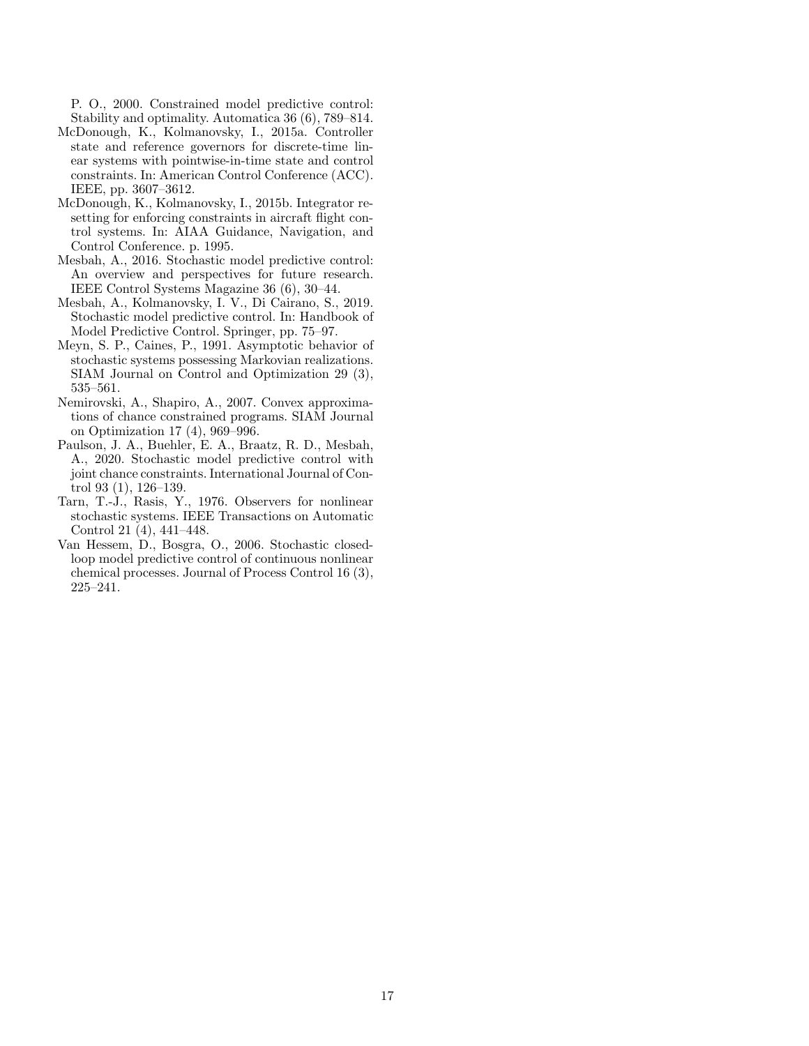P. O., 2000. Constrained model predictive control: Stability and optimality. Automatica 36 (6), 789–814.

McDonough, K., Kolmanovsky, I., 2015a. Controller state and reference governors for discrete-time linear systems with pointwise-in-time state and control constraints. In: American Control Conference (ACC). IEEE, pp. 3607–3612.

McDonough, K., Kolmanovsky, I., 2015b. Integrator resetting for enforcing constraints in aircraft flight control systems. In: AIAA Guidance, Navigation, and Control Conference. p. 1995.

Mesbah, A., 2016. Stochastic model predictive control: An overview and perspectives for future research. IEEE Control Systems Magazine 36 (6), 30–44.

Mesbah, A., Kolmanovsky, I. V., Di Cairano, S., 2019. Stochastic model predictive control. In: Handbook of Model Predictive Control. Springer, pp. 75–97.

Meyn, S. P., Caines, P., 1991. Asymptotic behavior of stochastic systems possessing Markovian realizations. SIAM Journal on Control and Optimization 29 (3), 535–561.

Nemirovski, A., Shapiro, A., 2007. Convex approximations of chance constrained programs. SIAM Journal on Optimization 17 (4), 969–996.

Paulson, J. A., Buehler, E. A., Braatz, R. D., Mesbah, A., 2020. Stochastic model predictive control with joint chance constraints. International Journal of Control 93 (1), 126–139.

Tarn, T.-J., Rasis, Y., 1976. Observers for nonlinear stochastic systems. IEEE Transactions on Automatic Control 21 (4), 441–448.

Van Hessem, D., Bosgra, O., 2006. Stochastic closed-loop model predictive control of continuous nonlinear chemical processes. Journal of Process Control 16 (3), 225–241.